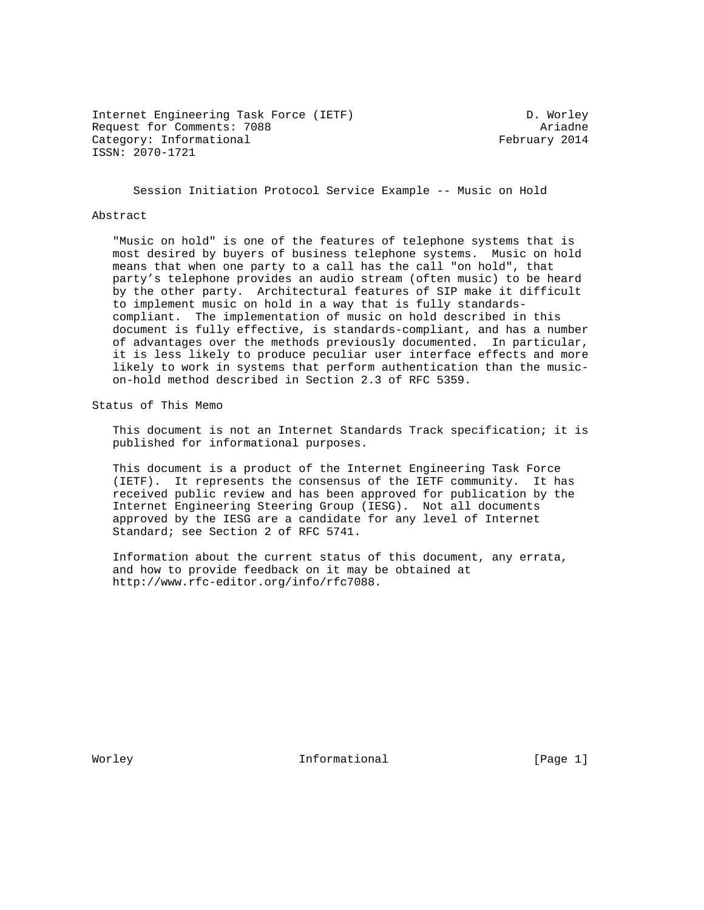Internet Engineering Task Force (IETF) D. Worley
Request for Comments: 7088 Ariadne
Category: Informational February 2014
ISSN: 2070-1721

# Session Initiation Protocol Service Example -- Music on Hold

## Abstract

"Music on hold" is one of the features of telephone systems that is most desired by buyers of business telephone systems. Music on hold means that when one party to a call has the call "on hold", that party's telephone provides an audio stream (often music) to be heard by the other party. Architectural features of SIP make it difficult to implement music on hold in a way that is fully standards-compliant. The implementation of music on hold described in this document is fully effective, is standards-compliant, and has a number of advantages over the methods previously documented. In particular, it is less likely to produce peculiar user interface effects and more likely to work in systems that perform authentication than the music-on-hold method described in Section 2.3 of RFC 5359.

## Status of This Memo

This document is not an Internet Standards Track specification; it is published for informational purposes.

This document is a product of the Internet Engineering Task Force (IETF). It represents the consensus of the IETF community. It has received public review and has been approved for publication by the Internet Engineering Steering Group (IESG). Not all documents approved by the IESG are a candidate for any level of Internet Standard; see Section 2 of RFC 5741.

Information about the current status of this document, any errata, and how to provide feedback on it may be obtained at http://www.rfc-editor.org/info/rfc7088.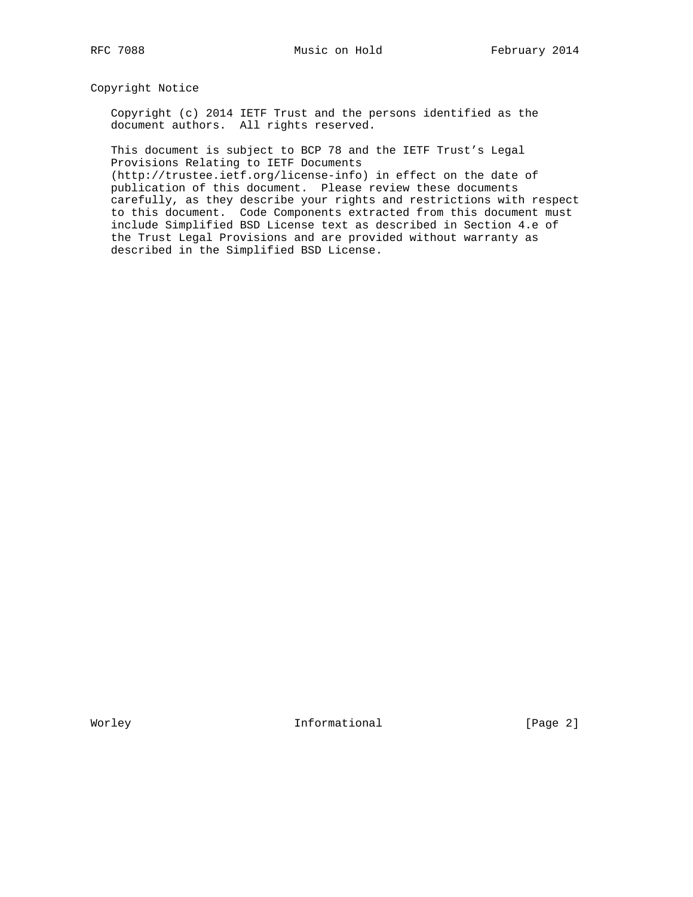## Copyright Notice

Copyright (c) 2014 IETF Trust and the persons identified as the document authors. All rights reserved.

This document is subject to BCP 78 and the IETF Trust’s Legal Provisions Relating to IETF Documents (http://trustee.ietf.org/license-info) in effect on the date of publication of this document. Please review these documents carefully, as they describe your rights and restrictions with respect to this document. Code Components extracted from this document must include Simplified BSD License text as described in Section 4.e of the Trust Legal Provisions and are provided without warranty as described in the Simplified BSD License.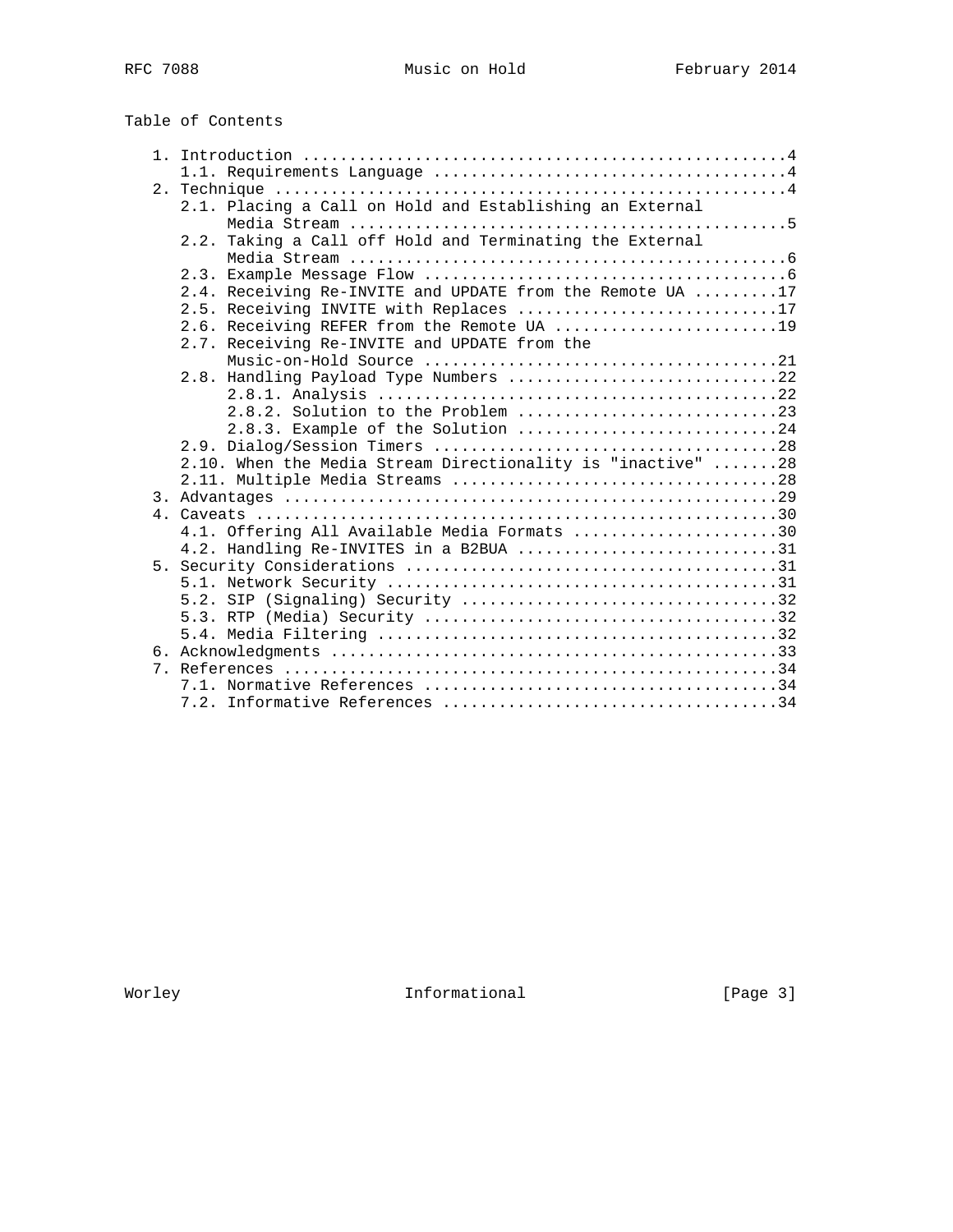Table of Contents

```
   1. Introduction ....................................................4
      1.1. Requirements Language ......................................4
   2. Technique .......................................................4
      2.1. Placing a Call on Hold and Establishing an External
           Media Stream ...............................................5
      2.2. Taking a Call off Hold and Terminating the External
           Media Stream ...............................................6
      2.3. Example Message Flow .......................................6
      2.4. Receiving Re-INVITE and UPDATE from the Remote UA .........17
      2.5. Receiving INVITE with Replaces ............................17
      2.6. Receiving REFER from the Remote UA ........................19
      2.7. Receiving Re-INVITE and UPDATE from the
           Music-on-Hold Source ......................................21
      2.8. Handling Payload Type Numbers .............................22
           2.8.1. Analysis ...........................................22
           2.8.2. Solution to the Problem ............................23
           2.8.3. Example of the Solution ............................24
      2.9. Dialog/Session Timers .....................................28
      2.10. When the Media Stream Directionality is "inactive" .......28
      2.11. Multiple Media Streams ...................................28
   3. Advantages .....................................................29
   4. Caveats ........................................................30
      4.1. Offering All Available Media Formats ......................30
      4.2. Handling Re-INVITES in a B2BUA ............................31
   5. Security Considerations ........................................31
      5.1. Network Security ..........................................31
      5.2. SIP (Signaling) Security ..................................32
      5.3. RTP (Media) Security ......................................32
      5.4. Media Filtering ...........................................32
   6. Acknowledgments ................................................33
   7. References .....................................................34
      7.1. Normative References ......................................34
      7.2. Informative References ....................................34
```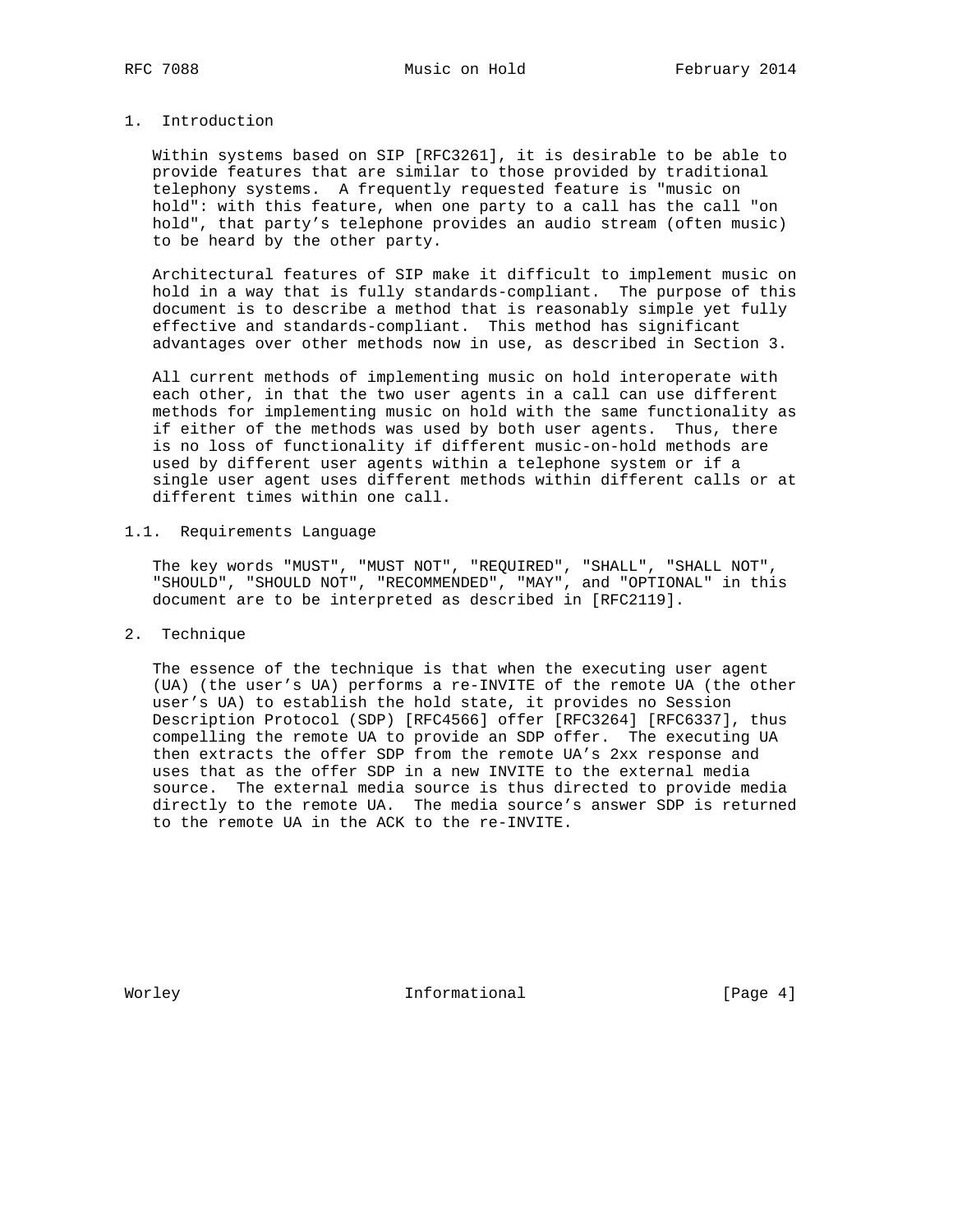# 1. Introduction

Within systems based on SIP [RFC3261], it is desirable to be able to provide features that are similar to those provided by traditional telephony systems. A frequently requested feature is "music on hold": with this feature, when one party to a call has the call "on hold", that party's telephone provides an audio stream (often music) to be heard by the other party.

Architectural features of SIP make it difficult to implement music on hold in a way that is fully standards-compliant. The purpose of this document is to describe a method that is reasonably simple yet fully effective and standards-compliant. This method has significant advantages over other methods now in use, as described in Section 3.

All current methods of implementing music on hold interoperate with each other, in that the two user agents in a call can use different methods for implementing music on hold with the same functionality as if either of the methods was used by both user agents. Thus, there is no loss of functionality if different music-on-hold methods are used by different user agents within a telephone system or if a single user agent uses different methods within different calls or at different times within one call.

## 1.1. Requirements Language

The key words "MUST", "MUST NOT", "REQUIRED", "SHALL", "SHALL NOT", "SHOULD", "SHOULD NOT", "RECOMMENDED", "MAY", and "OPTIONAL" in this document are to be interpreted as described in [RFC2119].

# 2. Technique

The essence of the technique is that when the executing user agent (UA) (the user's UA) performs a re-INVITE of the remote UA (the other user's UA) to establish the hold state, it provides no Session Description Protocol (SDP) [RFC4566] offer [RFC3264] [RFC6337], thus compelling the remote UA to provide an SDP offer. The executing UA then extracts the offer SDP from the remote UA's 2xx response and uses that as the offer SDP in a new INVITE to the external media source. The external media source is thus directed to provide media directly to the remote UA. The media source's answer SDP is returned to the remote UA in the ACK to the re-INVITE.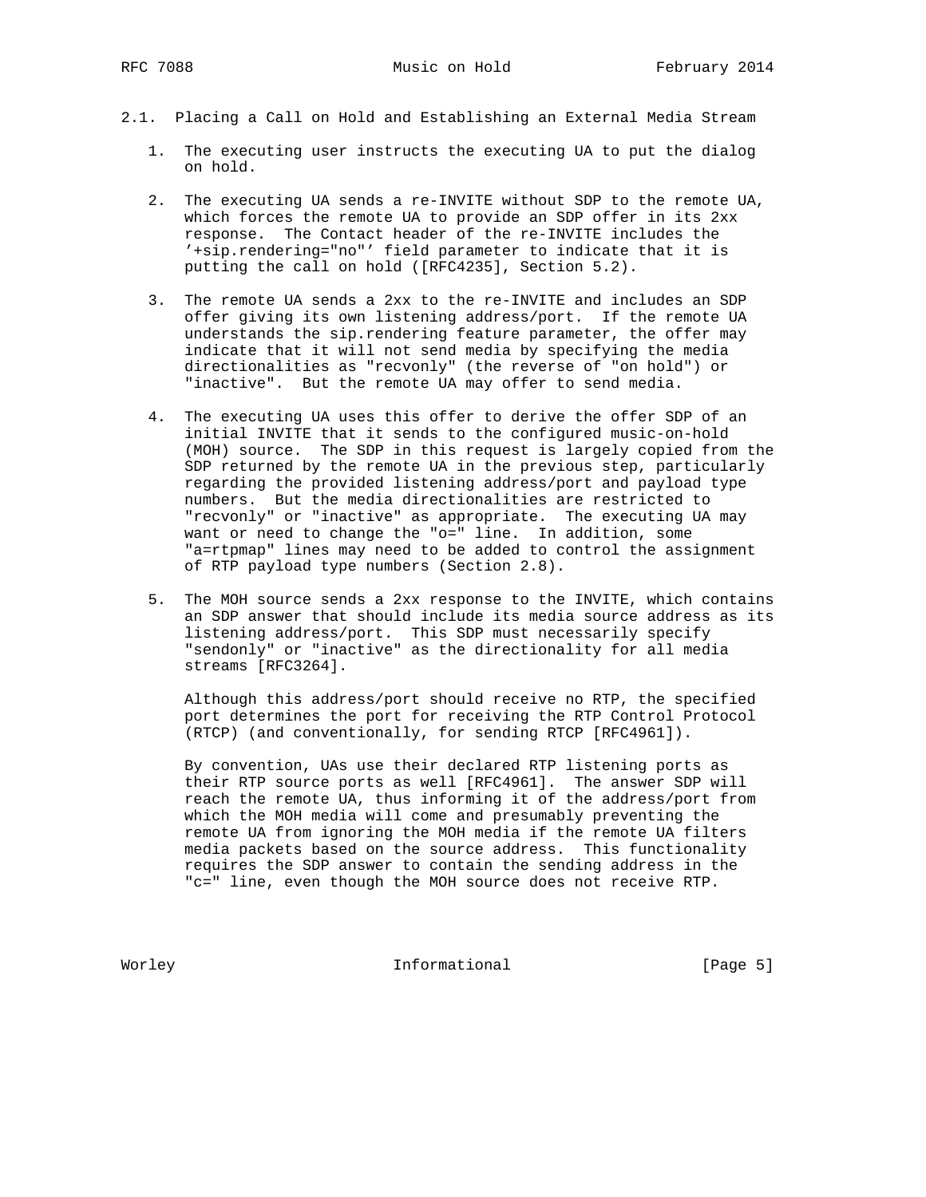### 2.1. Placing a Call on Hold and Establishing an External Media Stream

1. The executing user instructs the executing UA to put the dialog on hold.

2. The executing UA sends a re-INVITE without SDP to the remote UA, which forces the remote UA to provide an SDP offer in its 2xx response. The Contact header of the re-INVITE includes the '+sip.rendering="no"' field parameter to indicate that it is putting the call on hold ([RFC4235], Section 5.2).

3. The remote UA sends a 2xx to the re-INVITE and includes an SDP offer giving its own listening address/port. If the remote UA understands the sip.rendering feature parameter, the offer may indicate that it will not send media by specifying the media directionalities as "recvonly" (the reverse of "on hold") or "inactive". But the remote UA may offer to send media.

4. The executing UA uses this offer to derive the offer SDP of an initial INVITE that it sends to the configured music-on-hold (MOH) source. The SDP in this request is largely copied from the SDP returned by the remote UA in the previous step, particularly regarding the provided listening address/port and payload type numbers. But the media directionalities are restricted to "recvonly" or "inactive" as appropriate. The executing UA may want or need to change the "o=" line. In addition, some "a=rtpmap" lines may need to be added to control the assignment of RTP payload type numbers (Section 2.8).

5. The MOH source sends a 2xx response to the INVITE, which contains an SDP answer that should include its media source address as its listening address/port. This SDP must necessarily specify "sendonly" or "inactive" as the directionality for all media streams [RFC3264].

   Although this address/port should receive no RTP, the specified port determines the port for receiving the RTP Control Protocol (RTCP) (and conventionally, for sending RTCP [RFC4961]).

   By convention, UAs use their declared RTP listening ports as their RTP source ports as well [RFC4961]. The answer SDP will reach the remote UA, thus informing it of the address/port from which the MOH media will come and presumably preventing the remote UA from ignoring the MOH media if the remote UA filters media packets based on the source address. This functionality requires the SDP answer to contain the sending address in the "c=" line, even though the MOH source does not receive RTP.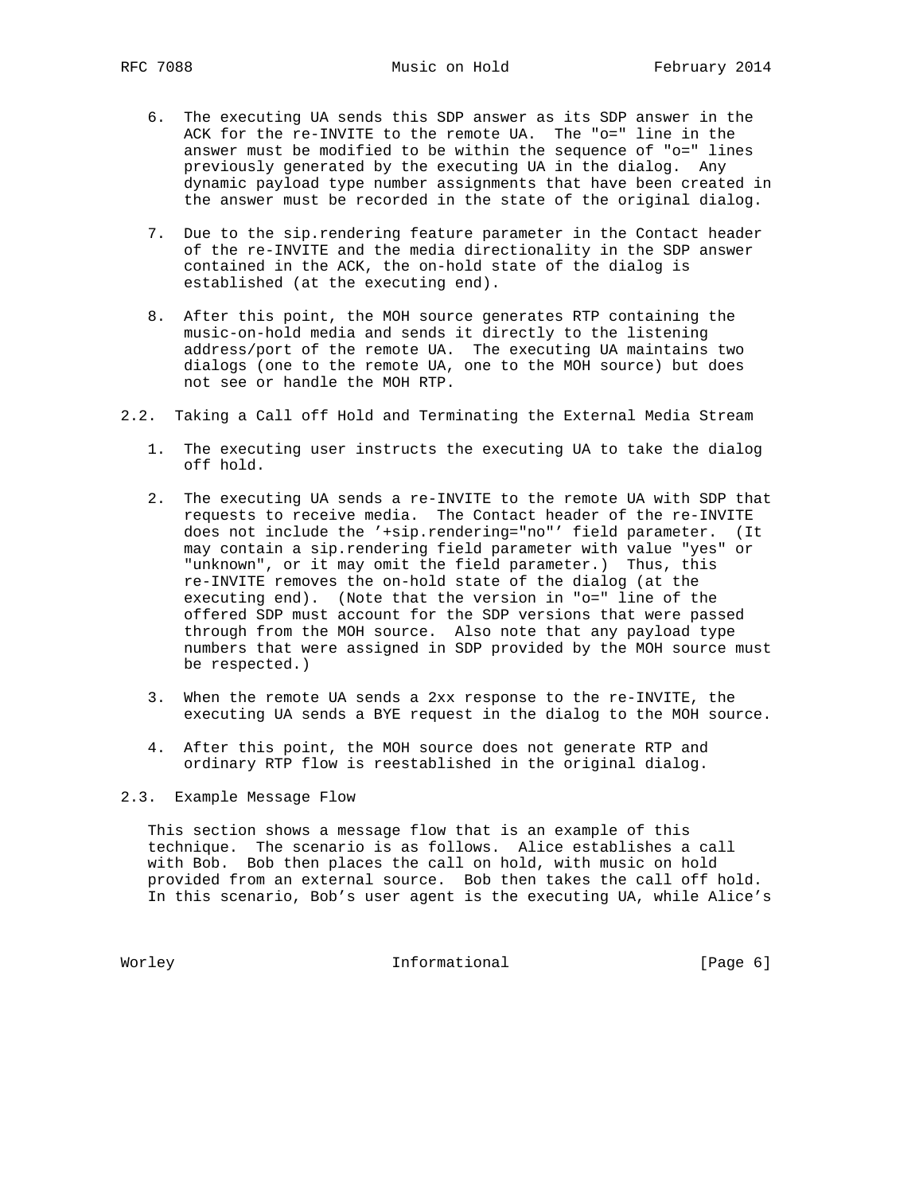6. The executing UA sends this SDP answer as its SDP answer in the ACK for the re-INVITE to the remote UA. The "o=" line in the answer must be modified to be within the sequence of "o=" lines previously generated by the executing UA in the dialog. Any dynamic payload type number assignments that have been created in the answer must be recorded in the state of the original dialog.

7. Due to the sip.rendering feature parameter in the Contact header of the re-INVITE and the media directionality in the SDP answer contained in the ACK, the on-hold state of the dialog is established (at the executing end).

8. After this point, the MOH source generates RTP containing the music-on-hold media and sends it directly to the listening address/port of the remote UA. The executing UA maintains two dialogs (one to the remote UA, one to the MOH source) but does not see or handle the MOH RTP.

## 2.2. Taking a Call off Hold and Terminating the External Media Stream

1. The executing user instructs the executing UA to take the dialog off hold.

2. The executing UA sends a re-INVITE to the remote UA with SDP that requests to receive media. The Contact header of the re-INVITE does not include the '+sip.rendering="no"' field parameter. (It may contain a sip.rendering field parameter with value "yes" or "unknown", or it may omit the field parameter.) Thus, this re-INVITE removes the on-hold state of the dialog (at the executing end). (Note that the version in "o=" line of the offered SDP must account for the SDP versions that were passed through from the MOH source. Also note that any payload type numbers that were assigned in SDP provided by the MOH source must be respected.)

3. When the remote UA sends a 2xx response to the re-INVITE, the executing UA sends a BYE request in the dialog to the MOH source.

4. After this point, the MOH source does not generate RTP and ordinary RTP flow is reestablished in the original dialog.

## 2.3. Example Message Flow

This section shows a message flow that is an example of this technique. The scenario is as follows. Alice establishes a call with Bob. Bob then places the call on hold, with music on hold provided from an external source. Bob then takes the call off hold. In this scenario, Bob's user agent is the executing UA, while Alice's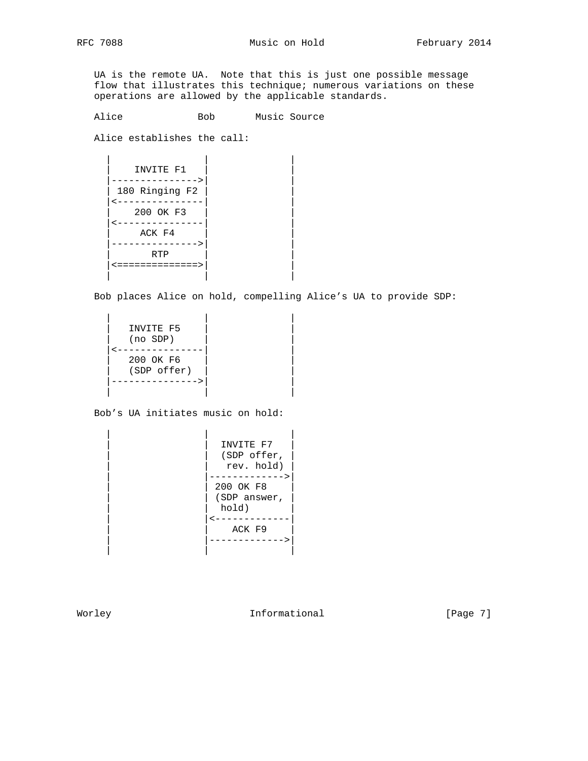UA is the remote UA. Note that this is just one possible message flow that illustrates this technique; numerous variations on these operations are allowed by the applicable standards.

```
Alice             Bob       Music Source
```

Alice establishes the call:

```
   |               |              |
   |    INVITE F1  |              |
   |-------------->|              |
   | 180 Ringing F2|              |
   |<--------------|              |
   |    200 OK F3  |              |
   |<--------------|              |
   |     ACK F4    |              |
   |-------------->|              |
   |      RTP      |              |
   |<=============>|              |
   |               |              |
```

Bob places Alice on hold, compelling Alice's UA to provide SDP:

```
   |               |              |
   |   INVITE F5   |              |
   |   (no SDP)    |              |
   |<--------------|              |
   |   200 OK F6   |              |
   |   (SDP offer) |              |
   |-------------->|              |
   |               |              |
```

Bob's UA initiates music on hold:

```
   |               |              |
   |               |  INVITE F7   |
   |               |  (SDP offer, |
   |               |   rev. hold) |
   |               |------------->|
   |               | 200 OK F8    |
   |               | (SDP answer, |
   |               |  hold)       |
   |               |<-------------|
   |               |    ACK F9    |
   |               |------------->|
   |               |              |
```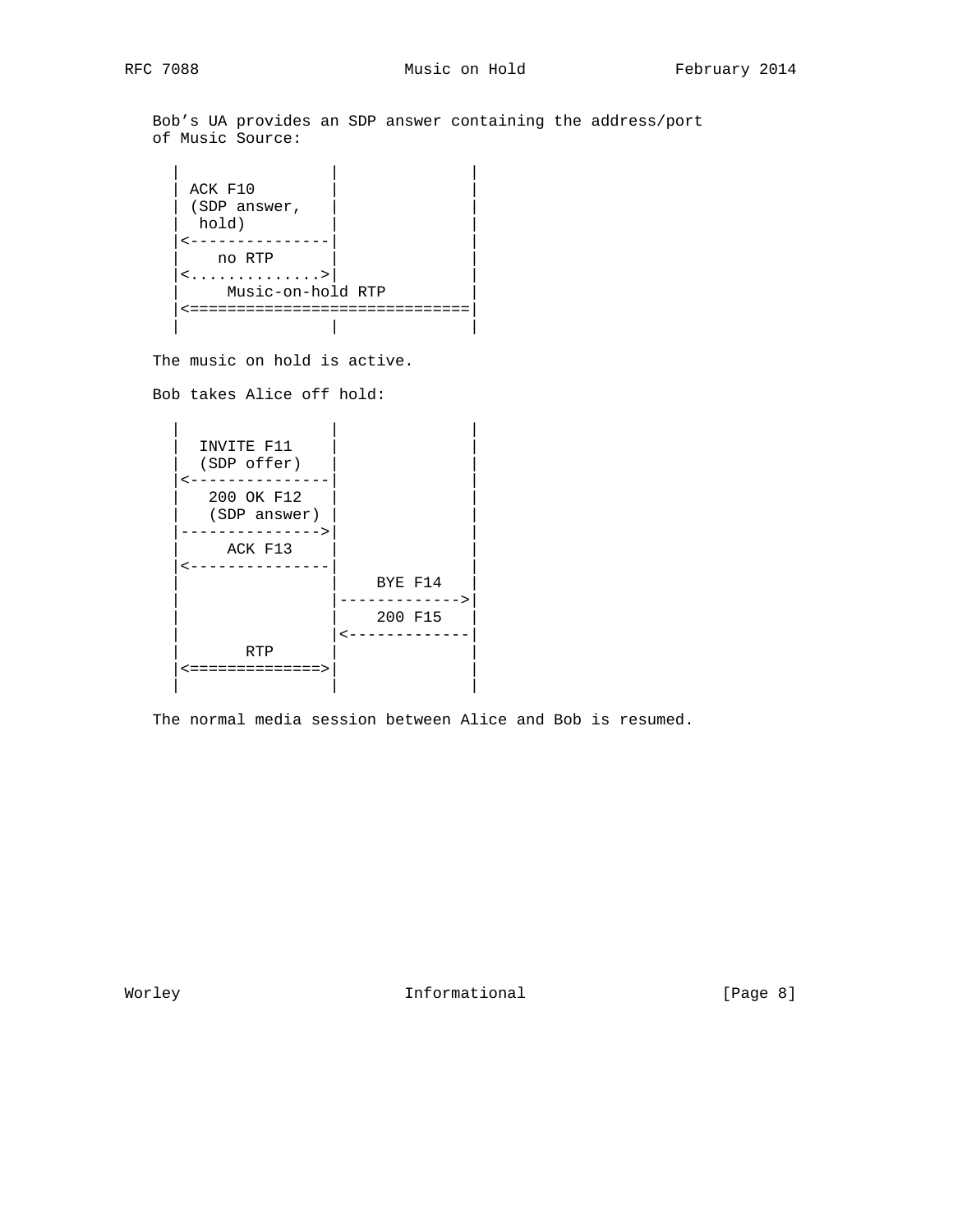Bob's UA provides an SDP answer containing the address/port of Music Source:

```
   |               |               |
   | ACK F10       |               |
   | (SDP answer,  |               |
   |  hold)        |               |
   |<--------------|               |
   |    no RTP     |               |
   |<.............>|               |
   |     Music-on-hold RTP         |
   |<==============================|
   |               |               |
```

The music on hold is active.

Bob takes Alice off hold:

```
   |               |               |
   |  INVITE F11   |               |
   |  (SDP offer)  |               |
   |<--------------|               |
   |   200 OK F12  |               |
   |   (SDP answer)|               |
   |-------------->|               |
   |     ACK F13   |               |
   |<--------------|               |
   |               |    BYE F14    |
   |               |-------------->|
   |               |    200 F15    |
   |               |<--------------|
   |       RTP     |               |
   |<=============>|               |
   |               |               |
```

The normal media session between Alice and Bob is resumed.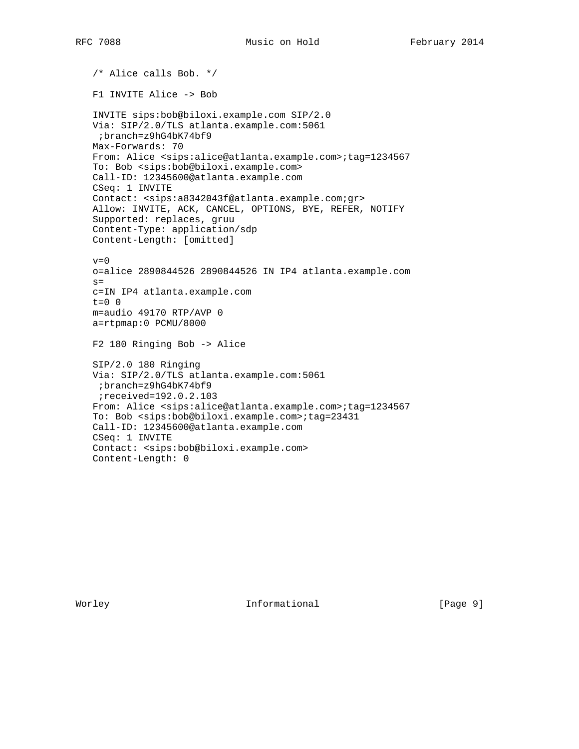```
/* Alice calls Bob. */

F1 INVITE Alice -> Bob

INVITE sips:bob@biloxi.example.com SIP/2.0
Via: SIP/2.0/TLS atlanta.example.com:5061
 ;branch=z9hG4bK74bf9
Max-Forwards: 70
From: Alice <sips:alice@atlanta.example.com>;tag=1234567
To: Bob <sips:bob@biloxi.example.com>
Call-ID: 12345600@atlanta.example.com
CSeq: 1 INVITE
Contact: <sips:a8342043f@atlanta.example.com;gr>
Allow: INVITE, ACK, CANCEL, OPTIONS, BYE, REFER, NOTIFY
Supported: replaces, gruu
Content-Type: application/sdp
Content-Length: [omitted]

v=0
o=alice 2890844526 2890844526 IN IP4 atlanta.example.com
s=
c=IN IP4 atlanta.example.com
t=0 0
m=audio 49170 RTP/AVP 0
a=rtpmap:0 PCMU/8000

F2 180 Ringing Bob -> Alice

SIP/2.0 180 Ringing
Via: SIP/2.0/TLS atlanta.example.com:5061
 ;branch=z9hG4bK74bf9
 ;received=192.0.2.103
From: Alice <sips:alice@atlanta.example.com>;tag=1234567
To: Bob <sips:bob@biloxi.example.com>;tag=23431
Call-ID: 12345600@atlanta.example.com
CSeq: 1 INVITE
Contact: <sips:bob@biloxi.example.com>
Content-Length: 0
```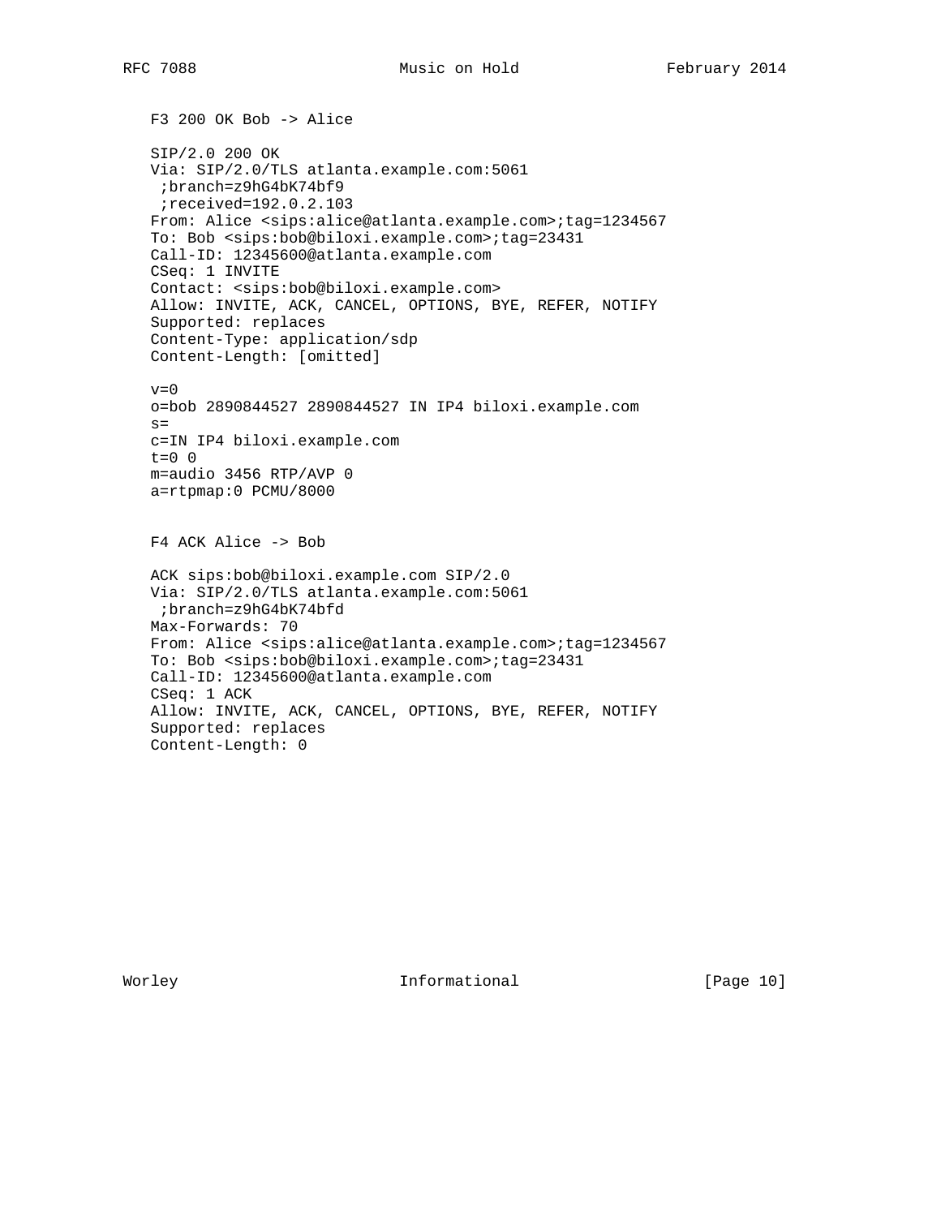F3 200 OK Bob -> Alice

```
SIP/2.0 200 OK
Via: SIP/2.0/TLS atlanta.example.com:5061
 ;branch=z9hG4bK74bf9
 ;received=192.0.2.103
From: Alice <sips:alice@atlanta.example.com>;tag=1234567
To: Bob <sips:bob@biloxi.example.com>;tag=23431
Call-ID: 12345600@atlanta.example.com
CSeq: 1 INVITE
Contact: <sips:bob@biloxi.example.com>
Allow: INVITE, ACK, CANCEL, OPTIONS, BYE, REFER, NOTIFY
Supported: replaces
Content-Type: application/sdp
Content-Length: [omitted]

v=0
o=bob 2890844527 2890844527 IN IP4 biloxi.example.com
s=
c=IN IP4 biloxi.example.com
t=0 0
m=audio 3456 RTP/AVP 0
a=rtpmap:0 PCMU/8000
```

F4 ACK Alice -> Bob

```
ACK sips:bob@biloxi.example.com SIP/2.0
Via: SIP/2.0/TLS atlanta.example.com:5061
 ;branch=z9hG4bK74bfd
Max-Forwards: 70
From: Alice <sips:alice@atlanta.example.com>;tag=1234567
To: Bob <sips:bob@biloxi.example.com>;tag=23431
Call-ID: 12345600@atlanta.example.com
CSeq: 1 ACK
Allow: INVITE, ACK, CANCEL, OPTIONS, BYE, REFER, NOTIFY
Supported: replaces
Content-Length: 0
```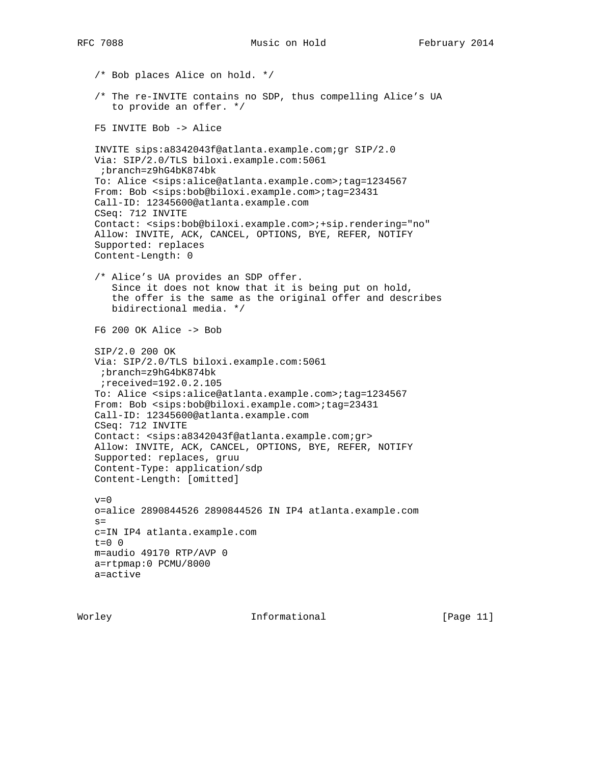```
/* Bob places Alice on hold. */

/* The re-INVITE contains no SDP, thus compelling Alice's UA
   to provide an offer. */

F5 INVITE Bob -> Alice

INVITE sips:a8342043f@atlanta.example.com;gr SIP/2.0
Via: SIP/2.0/TLS biloxi.example.com:5061
 ;branch=z9hG4bK874bk
To: Alice <sips:alice@atlanta.example.com>;tag=1234567
From: Bob <sips:bob@biloxi.example.com>;tag=23431
Call-ID: 12345600@atlanta.example.com
CSeq: 712 INVITE
Contact: <sips:bob@biloxi.example.com>;+sip.rendering="no"
Allow: INVITE, ACK, CANCEL, OPTIONS, BYE, REFER, NOTIFY
Supported: replaces
Content-Length: 0

/* Alice's UA provides an SDP offer.
   Since it does not know that it is being put on hold,
   the offer is the same as the original offer and describes
   bidirectional media. */

F6 200 OK Alice -> Bob

SIP/2.0 200 OK
Via: SIP/2.0/TLS biloxi.example.com:5061
 ;branch=z9hG4bK874bk
 ;received=192.0.2.105
To: Alice <sips:alice@atlanta.example.com>;tag=1234567
From: Bob <sips:bob@biloxi.example.com>;tag=23431
Call-ID: 12345600@atlanta.example.com
CSeq: 712 INVITE
Contact: <sips:a8342043f@atlanta.example.com;gr>
Allow: INVITE, ACK, CANCEL, OPTIONS, BYE, REFER, NOTIFY
Supported: replaces, gruu
Content-Type: application/sdp
Content-Length: [omitted]

v=0
o=alice 2890844526 2890844526 IN IP4 atlanta.example.com
s=
c=IN IP4 atlanta.example.com
t=0 0
m=audio 49170 RTP/AVP 0
a=rtpmap:0 PCMU/8000
a=active
```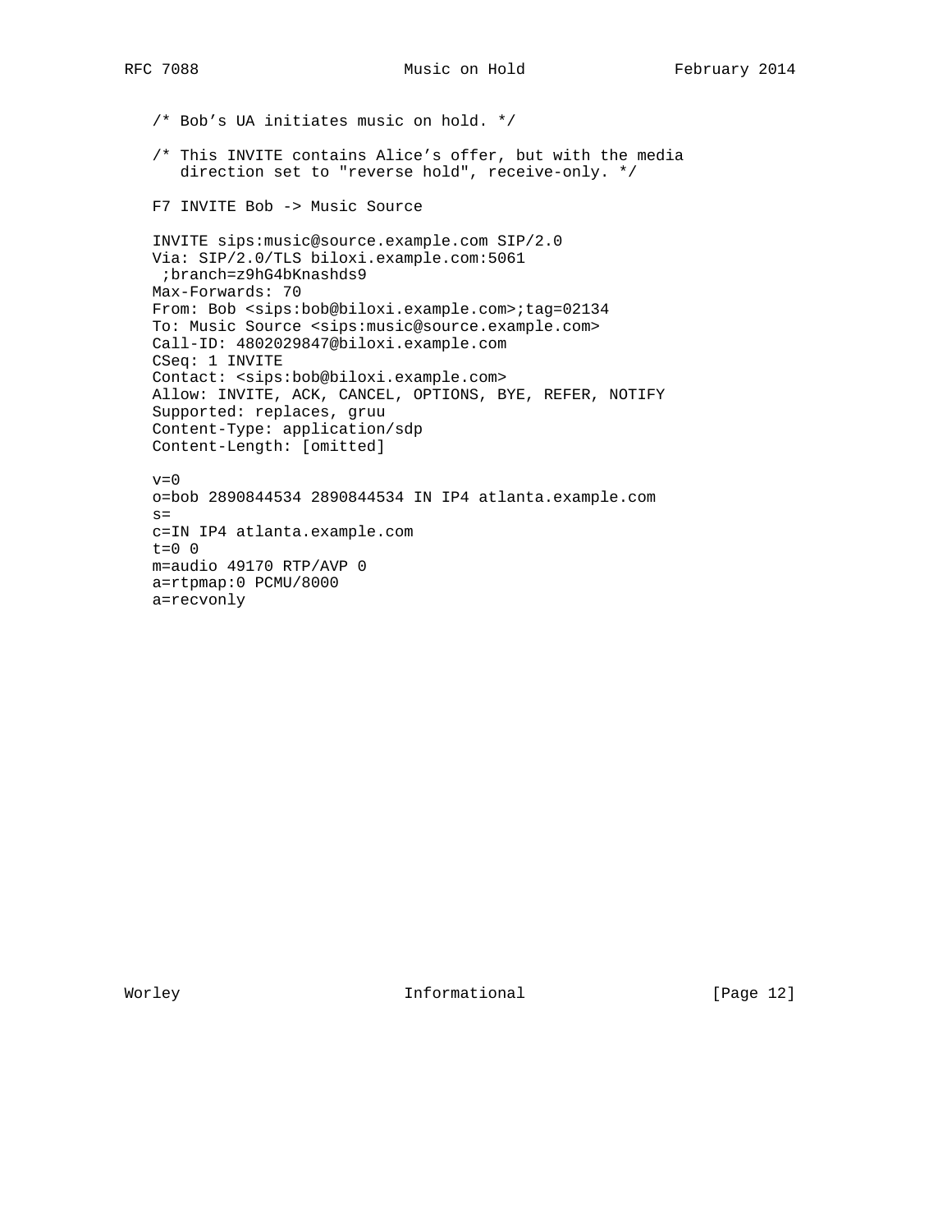```
/* Bob’s UA initiates music on hold. */

/* This INVITE contains Alice’s offer, but with the media
   direction set to "reverse hold", receive-only. */

F7 INVITE Bob -> Music Source

INVITE sips:music@source.example.com SIP/2.0
Via: SIP/2.0/TLS biloxi.example.com:5061
 ;branch=z9hG4bKnashds9
Max-Forwards: 70
From: Bob <sips:bob@biloxi.example.com>;tag=02134
To: Music Source <sips:music@source.example.com>
Call-ID: 4802029847@biloxi.example.com
CSeq: 1 INVITE
Contact: <sips:bob@biloxi.example.com>
Allow: INVITE, ACK, CANCEL, OPTIONS, BYE, REFER, NOTIFY
Supported: replaces, gruu
Content-Type: application/sdp
Content-Length: [omitted]

v=0
o=bob 2890844534 2890844534 IN IP4 atlanta.example.com
s=
c=IN IP4 atlanta.example.com
t=0 0
m=audio 49170 RTP/AVP 0
a=rtpmap:0 PCMU/8000
a=recvonly
```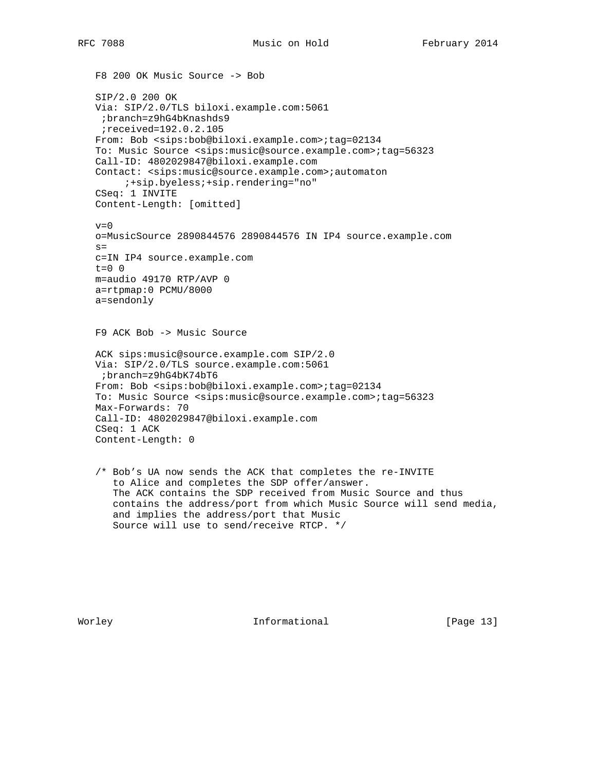F8 200 OK Music Source -> Bob

```
SIP/2.0 200 OK
Via: SIP/2.0/TLS biloxi.example.com:5061
 ;branch=z9hG4bKnashds9
 ;received=192.0.2.105
From: Bob <sips:bob@biloxi.example.com>;tag=02134
To: Music Source <sips:music@source.example.com>;tag=56323
Call-ID: 4802029847@biloxi.example.com
Contact: <sips:music@source.example.com>;automaton
     ;+sip.byeless;+sip.rendering="no"
CSeq: 1 INVITE
Content-Length: [omitted]

v=0
o=MusicSource 2890844576 2890844576 IN IP4 source.example.com
s=
c=IN IP4 source.example.com
t=0 0
m=audio 49170 RTP/AVP 0
a=rtpmap:0 PCMU/8000
a=sendonly
```

F9 ACK Bob -> Music Source

```
ACK sips:music@source.example.com SIP/2.0
Via: SIP/2.0/TLS source.example.com:5061
 ;branch=z9hG4bK74bT6
From: Bob <sips:bob@biloxi.example.com>;tag=02134
To: Music Source <sips:music@source.example.com>;tag=56323
Max-Forwards: 70
Call-ID: 4802029847@biloxi.example.com
CSeq: 1 ACK
Content-Length: 0
```

```
/* Bob's UA now sends the ACK that completes the re-INVITE
   to Alice and completes the SDP offer/answer.
   The ACK contains the SDP received from Music Source and thus
   contains the address/port from which Music Source will send media,
   and implies the address/port that Music
   Source will use to send/receive RTCP. */
```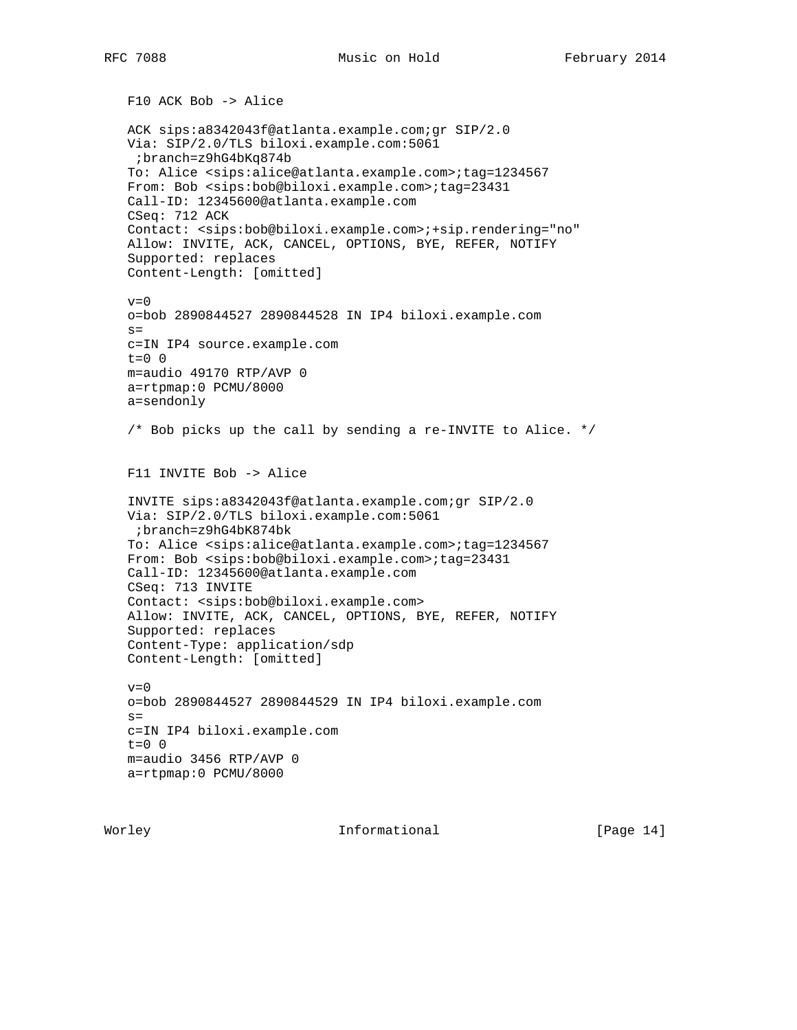F10 ACK Bob -> Alice

```
ACK sips:a8342043f@atlanta.example.com;gr SIP/2.0
Via: SIP/2.0/TLS biloxi.example.com:5061
 ;branch=z9hG4bKq874b
To: Alice <sips:alice@atlanta.example.com>;tag=1234567
From: Bob <sips:bob@biloxi.example.com>;tag=23431
Call-ID: 12345600@atlanta.example.com
CSeq: 712 ACK
Contact: <sips:bob@biloxi.example.com>;+sip.rendering="no"
Allow: INVITE, ACK, CANCEL, OPTIONS, BYE, REFER, NOTIFY
Supported: replaces
Content-Length: [omitted]

v=0
o=bob 2890844527 2890844528 IN IP4 biloxi.example.com
s=
c=IN IP4 source.example.com
t=0 0
m=audio 49170 RTP/AVP 0
a=rtpmap:0 PCMU/8000
a=sendonly
```

/* Bob picks up the call by sending a re-INVITE to Alice. */

F11 INVITE Bob -> Alice

```
INVITE sips:a8342043f@atlanta.example.com;gr SIP/2.0
Via: SIP/2.0/TLS biloxi.example.com:5061
 ;branch=z9hG4bK874bk
To: Alice <sips:alice@atlanta.example.com>;tag=1234567
From: Bob <sips:bob@biloxi.example.com>;tag=23431
Call-ID: 12345600@atlanta.example.com
CSeq: 713 INVITE
Contact: <sips:bob@biloxi.example.com>
Allow: INVITE, ACK, CANCEL, OPTIONS, BYE, REFER, NOTIFY
Supported: replaces
Content-Type: application/sdp
Content-Length: [omitted]

v=0
o=bob 2890844527 2890844529 IN IP4 biloxi.example.com
s=
c=IN IP4 biloxi.example.com
t=0 0
m=audio 3456 RTP/AVP 0
a=rtpmap:0 PCMU/8000
```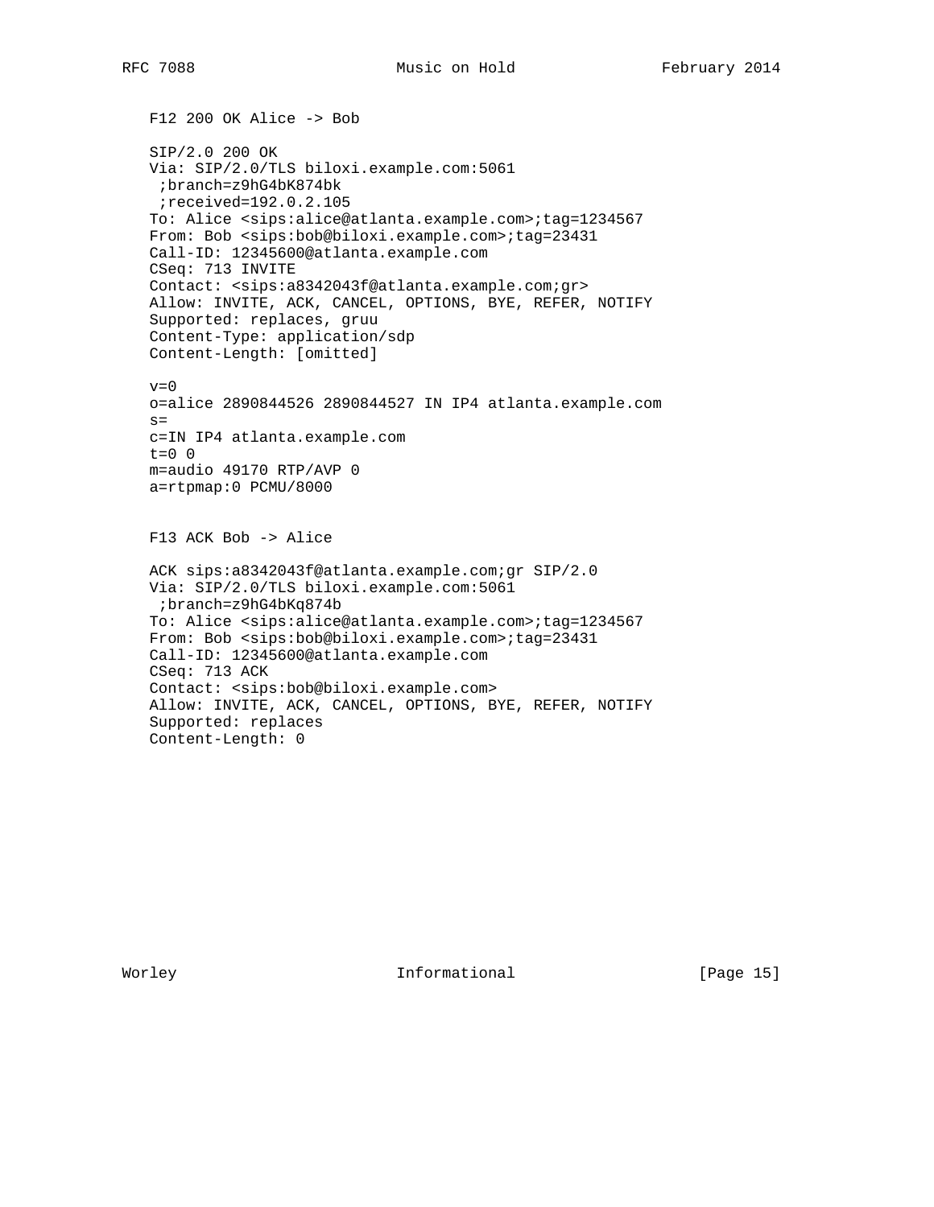F12 200 OK Alice -> Bob

```
SIP/2.0 200 OK
Via: SIP/2.0/TLS biloxi.example.com:5061
 ;branch=z9hG4bK874bk
 ;received=192.0.2.105
To: Alice <sips:alice@atlanta.example.com>;tag=1234567
From: Bob <sips:bob@biloxi.example.com>;tag=23431
Call-ID: 12345600@atlanta.example.com
CSeq: 713 INVITE
Contact: <sips:a8342043f@atlanta.example.com;gr>
Allow: INVITE, ACK, CANCEL, OPTIONS, BYE, REFER, NOTIFY
Supported: replaces, gruu
Content-Type: application/sdp
Content-Length: [omitted]

v=0
o=alice 2890844526 2890844527 IN IP4 atlanta.example.com
s=
c=IN IP4 atlanta.example.com
t=0 0
m=audio 49170 RTP/AVP 0
a=rtpmap:0 PCMU/8000
```

F13 ACK Bob -> Alice

```
ACK sips:a8342043f@atlanta.example.com;gr SIP/2.0
Via: SIP/2.0/TLS biloxi.example.com:5061
 ;branch=z9hG4bKq874b
To: Alice <sips:alice@atlanta.example.com>;tag=1234567
From: Bob <sips:bob@biloxi.example.com>;tag=23431
Call-ID: 12345600@atlanta.example.com
CSeq: 713 ACK
Contact: <sips:bob@biloxi.example.com>
Allow: INVITE, ACK, CANCEL, OPTIONS, BYE, REFER, NOTIFY
Supported: replaces
Content-Length: 0
```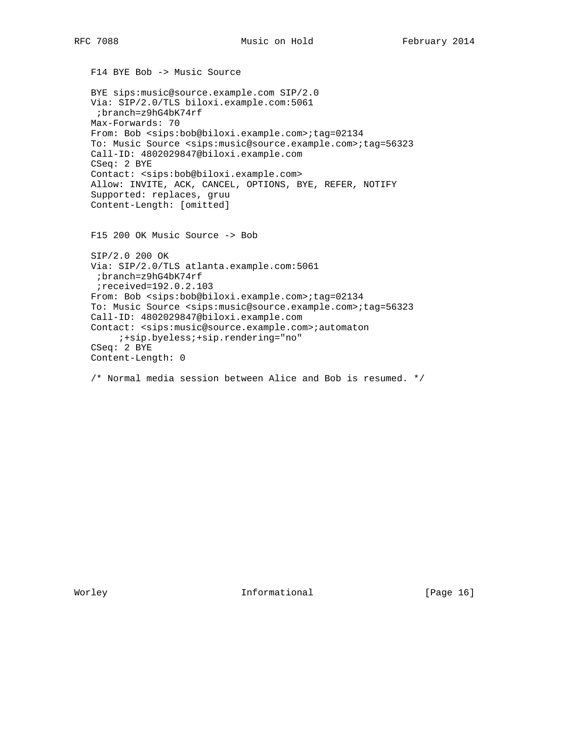F14 BYE Bob -> Music Source

```
BYE sips:music@source.example.com SIP/2.0
Via: SIP/2.0/TLS biloxi.example.com:5061
 ;branch=z9hG4bK74rf
Max-Forwards: 70
From: Bob <sips:bob@biloxi.example.com>;tag=02134
To: Music Source <sips:music@source.example.com>;tag=56323
Call-ID: 4802029847@biloxi.example.com
CSeq: 2 BYE
Contact: <sips:bob@biloxi.example.com>
Allow: INVITE, ACK, CANCEL, OPTIONS, BYE, REFER, NOTIFY
Supported: replaces, gruu
Content-Length: [omitted]
```

F15 200 OK Music Source -> Bob

```
SIP/2.0 200 OK
Via: SIP/2.0/TLS atlanta.example.com:5061
 ;branch=z9hG4bK74rf
 ;received=192.0.2.103
From: Bob <sips:bob@biloxi.example.com>;tag=02134
To: Music Source <sips:music@source.example.com>;tag=56323
Call-ID: 4802029847@biloxi.example.com
Contact: <sips:music@source.example.com>;automaton
     ;+sip.byeless;+sip.rendering="no"
CSeq: 2 BYE
Content-Length: 0
```

/* Normal media session between Alice and Bob is resumed. */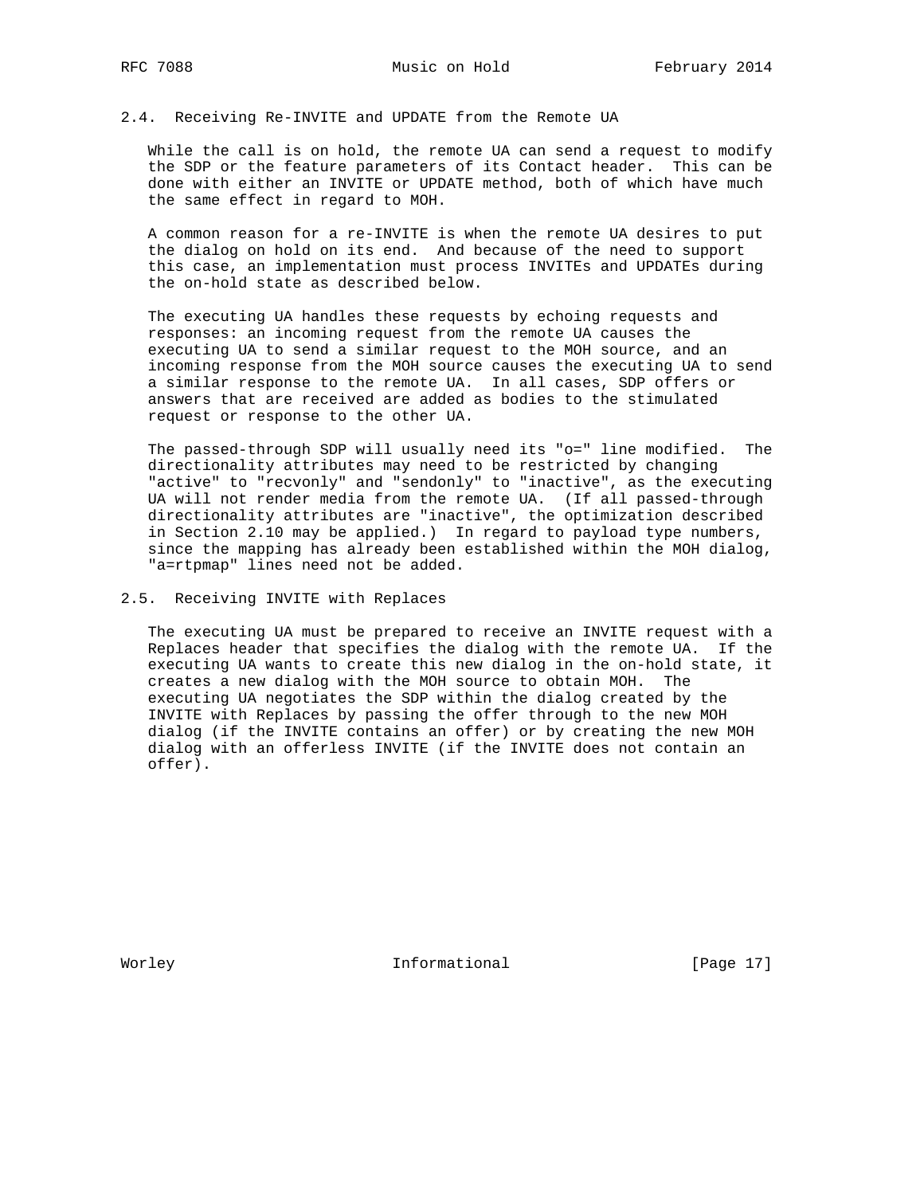### 2.4. Receiving Re-INVITE and UPDATE from the Remote UA

While the call is on hold, the remote UA can send a request to modify the SDP or the feature parameters of its Contact header. This can be done with either an INVITE or UPDATE method, both of which have much the same effect in regard to MOH.

A common reason for a re-INVITE is when the remote UA desires to put the dialog on hold on its end. And because of the need to support this case, an implementation must process INVITEs and UPDATEs during the on-hold state as described below.

The executing UA handles these requests by echoing requests and responses: an incoming request from the remote UA causes the executing UA to send a similar request to the MOH source, and an incoming response from the MOH source causes the executing UA to send a similar response to the remote UA. In all cases, SDP offers or answers that are received are added as bodies to the stimulated request or response to the other UA.

The passed-through SDP will usually need its "o=" line modified. The directionality attributes may need to be restricted by changing "active" to "recvonly" and "sendonly" to "inactive", as the executing UA will not render media from the remote UA. (If all passed-through directionality attributes are "inactive", the optimization described in Section 2.10 may be applied.) In regard to payload type numbers, since the mapping has already been established within the MOH dialog, "a=rtpmap" lines need not be added.

### 2.5. Receiving INVITE with Replaces

The executing UA must be prepared to receive an INVITE request with a Replaces header that specifies the dialog with the remote UA. If the executing UA wants to create this new dialog in the on-hold state, it creates a new dialog with the MOH source to obtain MOH. The executing UA negotiates the SDP within the dialog created by the INVITE with Replaces by passing the offer through to the new MOH dialog (if the INVITE contains an offer) or by creating the new MOH dialog with an offerless INVITE (if the INVITE does not contain an offer).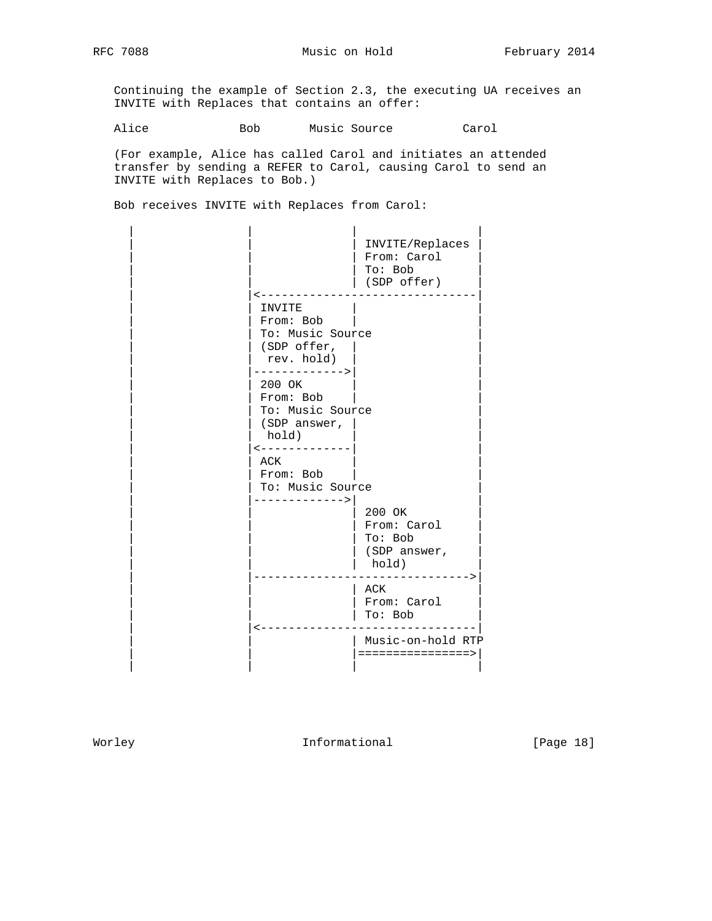Continuing the example of Section 2.3, the executing UA receives an INVITE with Replaces that contains an offer:

```
Alice             Bob       Music Source          Carol
```

(For example, Alice has called Carol and initiates an attended transfer by sending a REFER to Carol, causing Carol to send an INVITE with Replaces to Bob.)

Bob receives INVITE with Replaces from Carol:

```
   |                 |               |                |
   |                 |               | INVITE/Replaces |
   |                 |               | From: Carol     |
   |                 |               | To: Bob         |
   |                 |               | (SDP offer)     |
   |                 |<-------------------------------|
   |                 | INVITE        |                |
   |                 | From: Bob     |                |
   |                 | To: Music Source               |
   |                 | (SDP offer,   |                |
   |                 |  rev. hold)   |                |
   |                 |------------->|                |
   |                 | 200 OK        |                |
   |                 | From: Bob     |                |
   |                 | To: Music Source               |
   |                 | (SDP answer,  |                |
   |                 |  hold)        |                |
   |                 |<-------------|                |
   |                 | ACK           |                |
   |                 | From: Bob     |                |
   |                 | To: Music Source               |
   |                 |------------->|                |
   |                 |               | 200 OK         |
   |                 |               | From: Carol    |
   |                 |               | To: Bob        |
   |                 |               | (SDP answer,   |
   |                 |               |  hold)         |
   |                 |------------------------------->|
   |                 |               | ACK            |
   |                 |               | From: Carol    |
   |                 |               | To: Bob        |
   |                 |<-------------------------------|
   |                 |               | Music-on-hold RTP
   |                 |               |================>|
   |                 |               |                |
```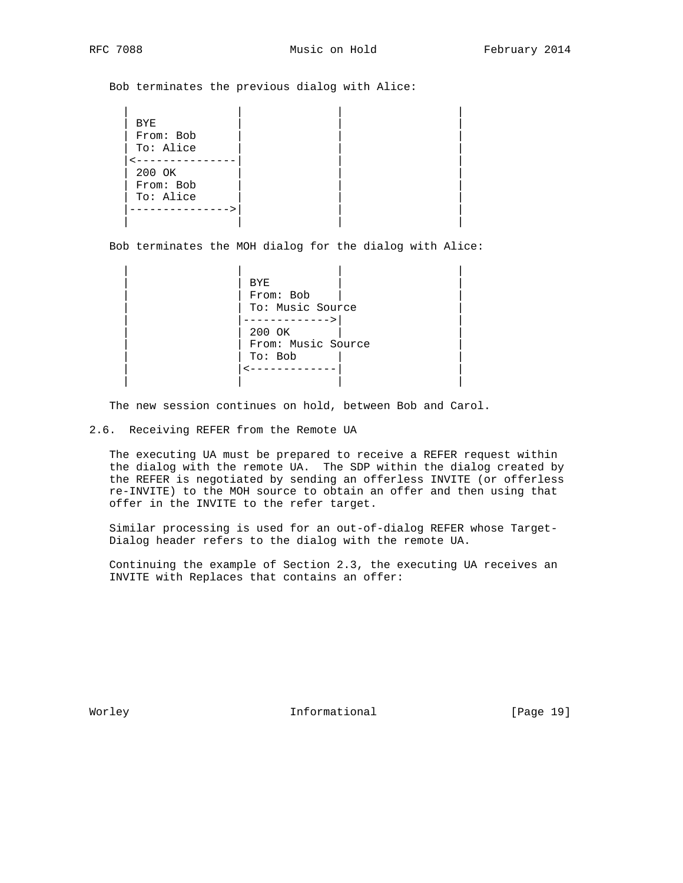Bob terminates the previous dialog with Alice:

```
   |               |              |                 |
   | BYE           |              |                 |
   | From: Bob     |              |                 |
   | To: Alice     |              |                 |
   |<--------------|              |                 |
   | 200 OK        |              |                 |
   | From: Bob     |              |                 |
   | To: Alice     |              |                 |
   |-------------->|              |                 |
   |               |              |                 |
```

Bob terminates the MOH dialog for the dialog with Alice:

```
   |               |              |                 |
   |               | BYE          |                 |
   |               | From: Bob    |                 |
   |               | To: Music Source               |
   |               |------------->|                 |
   |               | 200 OK       |                 |
   |               | From: Music Source             |
   |               | To: Bob      |                 |
   |               |<-------------|                 |
   |               |              |                 |
```

The new session continues on hold, between Bob and Carol.

## 2.6. Receiving REFER from the Remote UA

The executing UA must be prepared to receive a REFER request within the dialog with the remote UA. The SDP within the dialog created by the REFER is negotiated by sending an offerless INVITE (or offerless re-INVITE) to the MOH source to obtain an offer and then using that offer in the INVITE to the refer target.

Similar processing is used for an out-of-dialog REFER whose Target-Dialog header refers to the dialog with the remote UA.

Continuing the example of Section 2.3, the executing UA receives an INVITE with Replaces that contains an offer: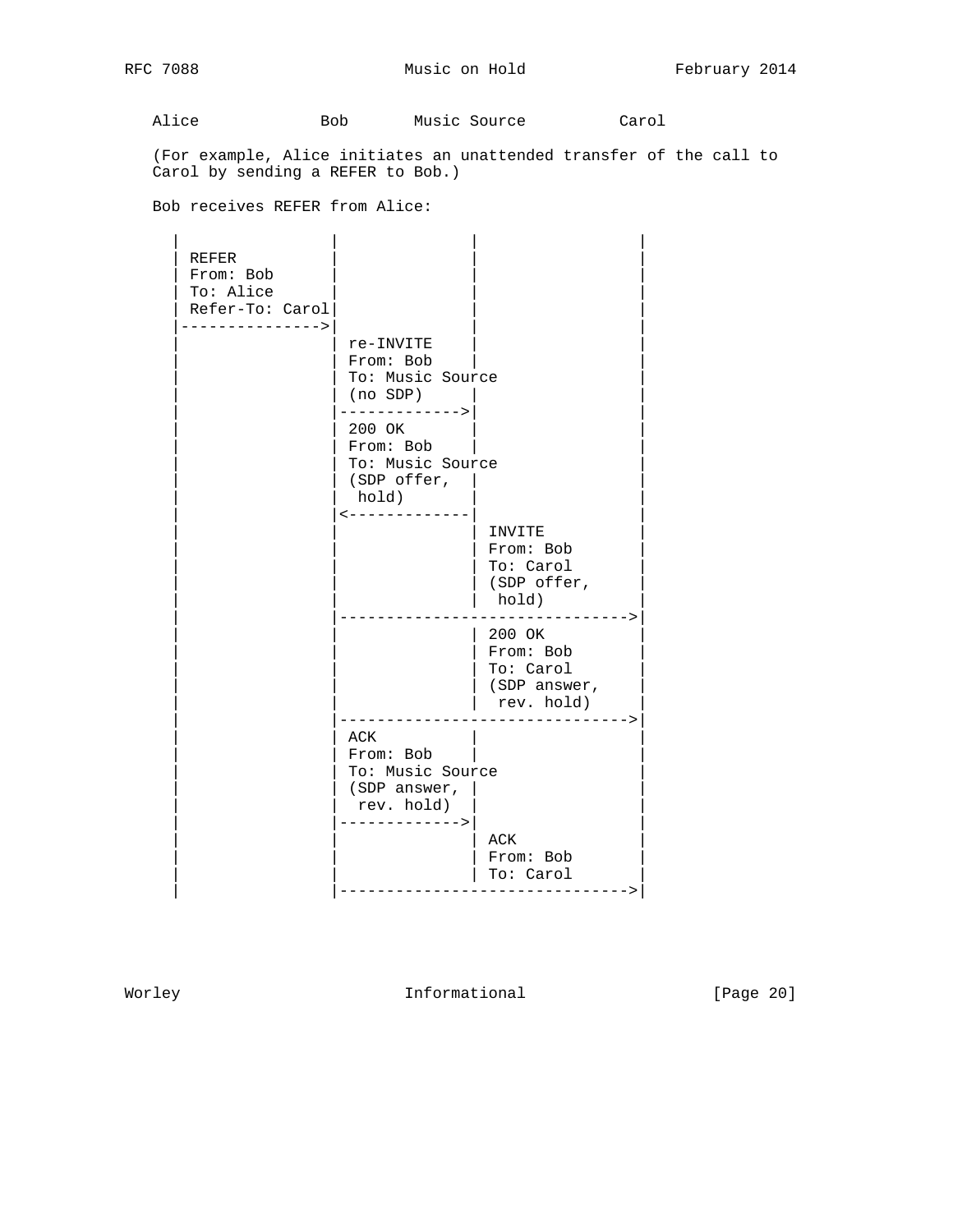```
   Alice             Bob       Music Source          Carol

   (For example, Alice initiates an unattended transfer of the call to
   Carol by sending a REFER to Bob.)

   Bob receives REFER from Alice:

     |                |               |                   |
     | REFER          |               |                   |
     | From: Bob      |               |                   |
     | To: Alice      |               |                   |
     | Refer-To: Carol|               |                   |
     |--------------->|               |                   |
     |                | re-INVITE     |                   |
     |                | From: Bob     |                   |
     |                | To: Music Source                  |
     |                | (no SDP)      |                   |
     |                |-------------->|                   |
     |                | 200 OK        |                   |
     |                | From: Bob     |                   |
     |                | To: Music Source                  |
     |                | (SDP offer,   |                   |
     |                |  hold)        |                   |
     |                |<--------------|                   |
     |                |               | INVITE            |
     |                |               | From: Bob         |
     |                |               | To: Carol         |
     |                |               | (SDP offer,       |
     |                |               |  hold)            |
     |                |---------------------------------->|
     |                |               | 200 OK            |
     |                |               | From: Bob         |
     |                |               | To: Carol         |
     |                |               | (SDP answer,      |
     |                |               |  rev. hold)       |
     |                |---------------------------------->|
     |                | ACK           |                   |
     |                | From: Bob     |                   |
     |                | To: Music Source                  |
     |                | (SDP answer,  |                   |
     |                |  rev. hold)   |                   |
     |                |-------------->|                   |
     |                |               | ACK               |
     |                |               | From: Bob         |
     |                |               | To: Carol         |
     |                |---------------------------------->|
```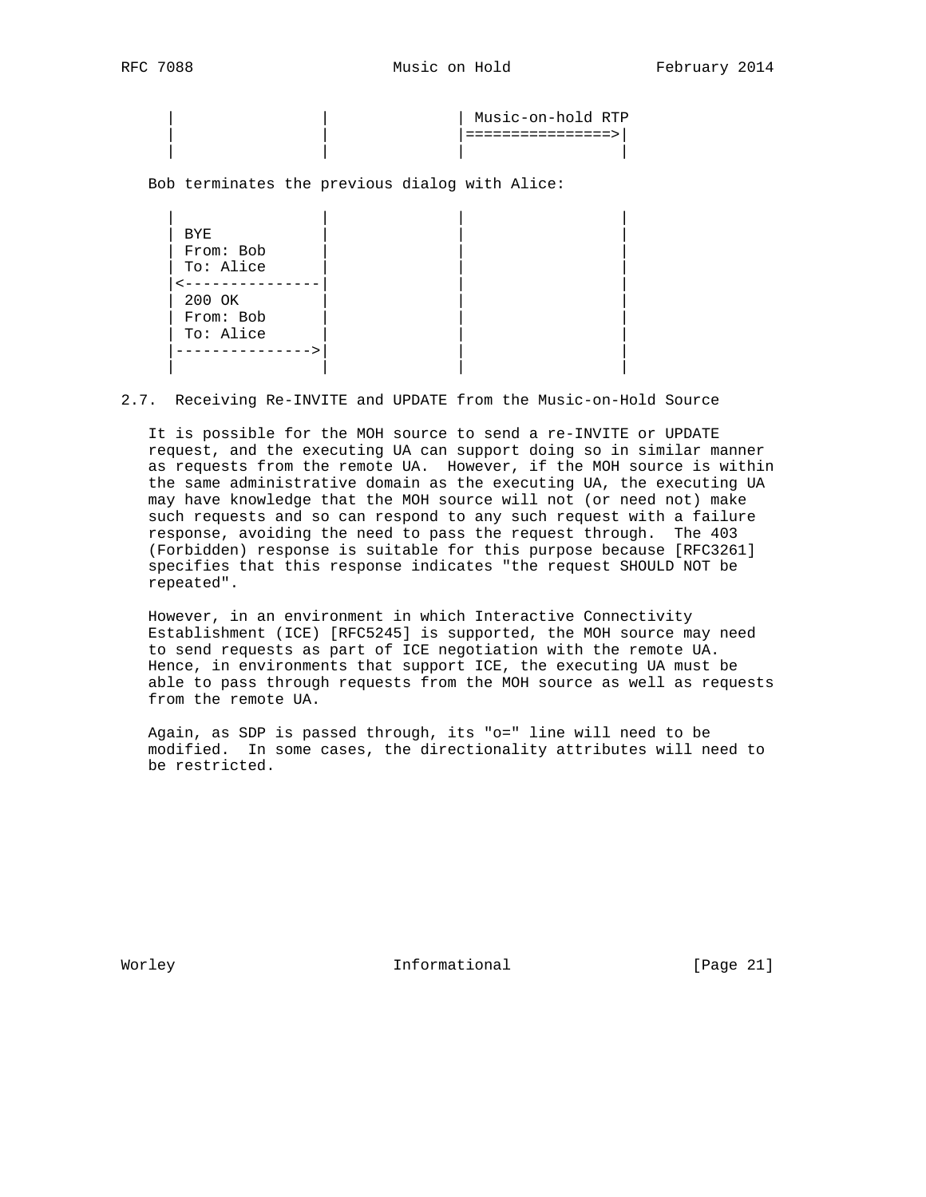```
      |               |             | Music-on-hold RTP
      |               |             |================>|
      |               |             |                 |
```

Bob terminates the previous dialog with Alice:

```
      |               |             |                 |
      | BYE           |             |                 |
      | From: Bob     |             |                 |
      | To: Alice     |             |                 |
      |<--------------|             |                 |
      | 200 OK        |             |                 |
      | From: Bob     |             |                 |
      | To: Alice     |             |                 |
      |-------------->|             |                 |
      |               |             |                 |
```

### 2.7. Receiving Re-INVITE and UPDATE from the Music-on-Hold Source

It is possible for the MOH source to send a re-INVITE or UPDATE request, and the executing UA can support doing so in similar manner as requests from the remote UA. However, if the MOH source is within the same administrative domain as the executing UA, the executing UA may have knowledge that the MOH source will not (or need not) make such requests and so can respond to any such request with a failure response, avoiding the need to pass the request through. The 403 (Forbidden) response is suitable for this purpose because [RFC3261] specifies that this response indicates "the request SHOULD NOT be repeated".

However, in an environment in which Interactive Connectivity Establishment (ICE) [RFC5245] is supported, the MOH source may need to send requests as part of ICE negotiation with the remote UA. Hence, in environments that support ICE, the executing UA must be able to pass through requests from the MOH source as well as requests from the remote UA.

Again, as SDP is passed through, its "o=" line will need to be modified. In some cases, the directionality attributes will need to be restricted.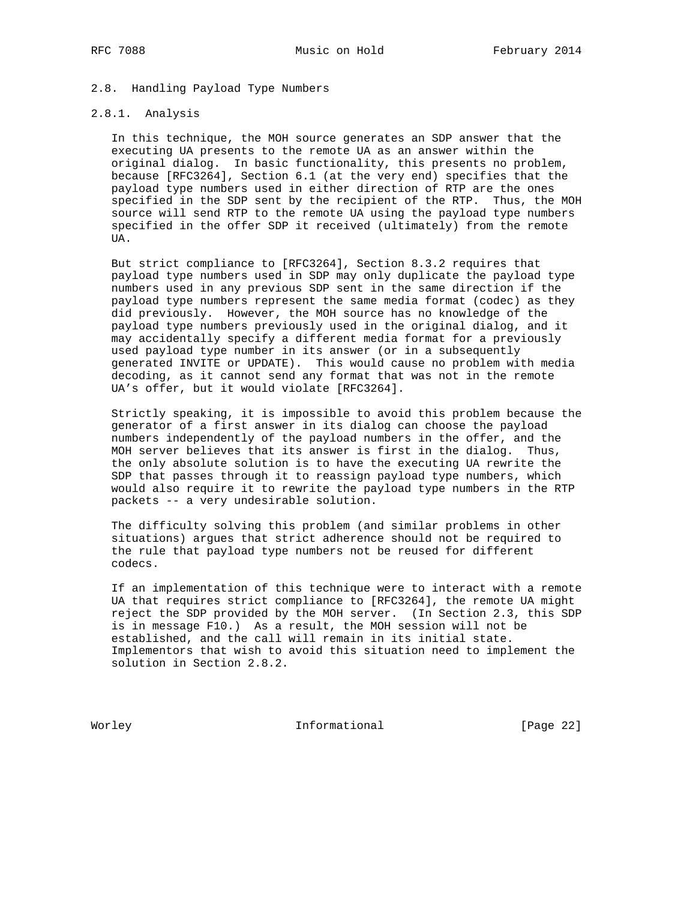### 2.8. Handling Payload Type Numbers

#### 2.8.1. Analysis

In this technique, the MOH source generates an SDP answer that the executing UA presents to the remote UA as an answer within the original dialog. In basic functionality, this presents no problem, because [RFC3264], Section 6.1 (at the very end) specifies that the payload type numbers used in either direction of RTP are the ones specified in the SDP sent by the recipient of the RTP. Thus, the MOH source will send RTP to the remote UA using the payload type numbers specified in the offer SDP it received (ultimately) from the remote UA.

But strict compliance to [RFC3264], Section 8.3.2 requires that payload type numbers used in SDP may only duplicate the payload type numbers used in any previous SDP sent in the same direction if the payload type numbers represent the same media format (codec) as they did previously. However, the MOH source has no knowledge of the payload type numbers previously used in the original dialog, and it may accidentally specify a different media format for a previously used payload type number in its answer (or in a subsequently generated INVITE or UPDATE). This would cause no problem with media decoding, as it cannot send any format that was not in the remote UA's offer, but it would violate [RFC3264].

Strictly speaking, it is impossible to avoid this problem because the generator of a first answer in its dialog can choose the payload numbers independently of the payload numbers in the offer, and the MOH server believes that its answer is first in the dialog. Thus, the only absolute solution is to have the executing UA rewrite the SDP that passes through it to reassign payload type numbers, which would also require it to rewrite the payload type numbers in the RTP packets -- a very undesirable solution.

The difficulty solving this problem (and similar problems in other situations) argues that strict adherence should not be required to the rule that payload type numbers not be reused for different codecs.

If an implementation of this technique were to interact with a remote UA that requires strict compliance to [RFC3264], the remote UA might reject the SDP provided by the MOH server. (In Section 2.3, this SDP is in message F10.) As a result, the MOH session will not be established, and the call will remain in its initial state. Implementors that wish to avoid this situation need to implement the solution in Section 2.8.2.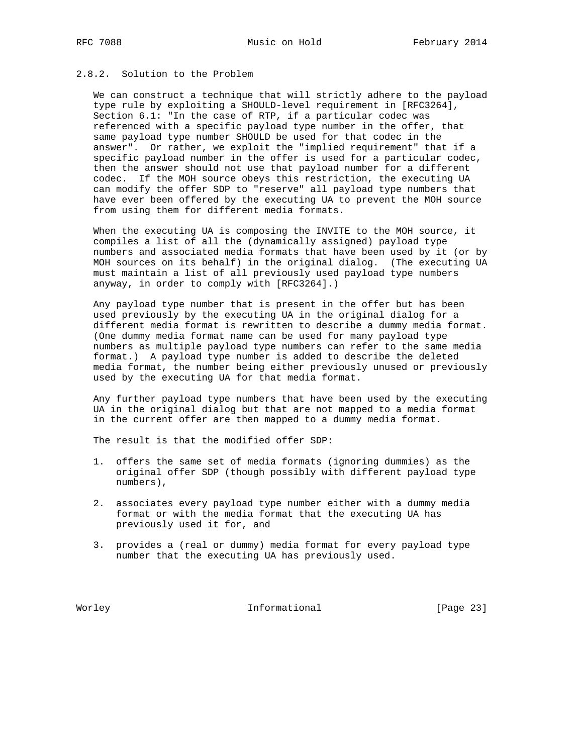### 2.8.2. Solution to the Problem

We can construct a technique that will strictly adhere to the payload type rule by exploiting a SHOULD-level requirement in [RFC3264], Section 6.1: "In the case of RTP, if a particular codec was referenced with a specific payload type number in the offer, that same payload type number SHOULD be used for that codec in the answer". Or rather, we exploit the "implied requirement" that if a specific payload number in the offer is used for a particular codec, then the answer should not use that payload number for a different codec. If the MOH source obeys this restriction, the executing UA can modify the offer SDP to "reserve" all payload type numbers that have ever been offered by the executing UA to prevent the MOH source from using them for different media formats.

When the executing UA is composing the INVITE to the MOH source, it compiles a list of all the (dynamically assigned) payload type numbers and associated media formats that have been used by it (or by MOH sources on its behalf) in the original dialog. (The executing UA must maintain a list of all previously used payload type numbers anyway, in order to comply with [RFC3264].)

Any payload type number that is present in the offer but has been used previously by the executing UA in the original dialog for a different media format is rewritten to describe a dummy media format. (One dummy media format name can be used for many payload type numbers as multiple payload type numbers can refer to the same media format.) A payload type number is added to describe the deleted media format, the number being either previously unused or previously used by the executing UA for that media format.

Any further payload type numbers that have been used by the executing UA in the original dialog but that are not mapped to a media format in the current offer are then mapped to a dummy media format.

The result is that the modified offer SDP:

1. offers the same set of media formats (ignoring dummies) as the original offer SDP (though possibly with different payload type numbers),

2. associates every payload type number either with a dummy media format or with the media format that the executing UA has previously used it for, and

3. provides a (real or dummy) media format for every payload type number that the executing UA has previously used.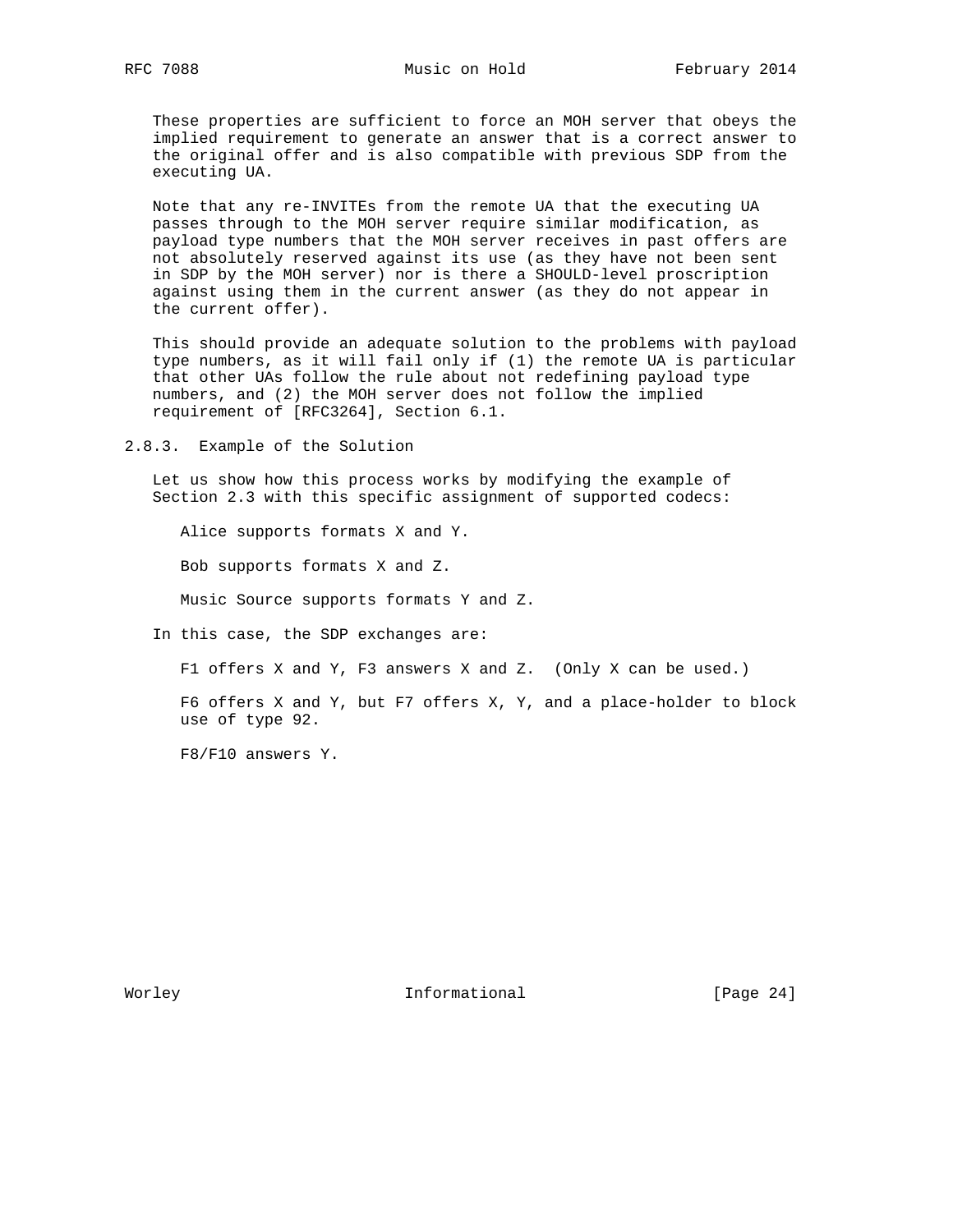These properties are sufficient to force an MOH server that obeys the implied requirement to generate an answer that is a correct answer to the original offer and is also compatible with previous SDP from the executing UA.

Note that any re-INVITEs from the remote UA that the executing UA passes through to the MOH server require similar modification, as payload type numbers that the MOH server receives in past offers are not absolutely reserved against its use (as they have not been sent in SDP by the MOH server) nor is there a SHOULD-level proscription against using them in the current answer (as they do not appear in the current offer).

This should provide an adequate solution to the problems with payload type numbers, as it will fail only if (1) the remote UA is particular that other UAs follow the rule about not redefining payload type numbers, and (2) the MOH server does not follow the implied requirement of [RFC3264], Section 6.1.

### 2.8.3. Example of the Solution

Let us show how this process works by modifying the example of Section 2.3 with this specific assignment of supported codecs:

Alice supports formats X and Y.

Bob supports formats X and Z.

Music Source supports formats Y and Z.

In this case, the SDP exchanges are:

F1 offers X and Y, F3 answers X and Z. (Only X can be used.)

F6 offers X and Y, but F7 offers X, Y, and a place-holder to block use of type 92.

F8/F10 answers Y.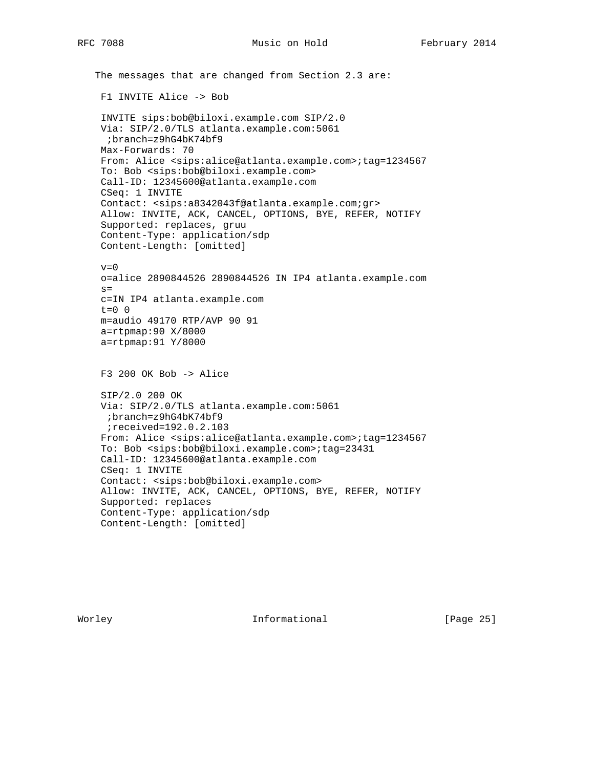The messages that are changed from Section 2.3 are:

F1 INVITE Alice -> Bob

```
INVITE sips:bob@biloxi.example.com SIP/2.0
Via: SIP/2.0/TLS atlanta.example.com:5061
 ;branch=z9hG4bK74bf9
Max-Forwards: 70
From: Alice <sips:alice@atlanta.example.com>;tag=1234567
To: Bob <sips:bob@biloxi.example.com>
Call-ID: 12345600@atlanta.example.com
CSeq: 1 INVITE
Contact: <sips:a8342043f@atlanta.example.com;gr>
Allow: INVITE, ACK, CANCEL, OPTIONS, BYE, REFER, NOTIFY
Supported: replaces, gruu
Content-Type: application/sdp
Content-Length: [omitted]

v=0
o=alice 2890844526 2890844526 IN IP4 atlanta.example.com
s=
c=IN IP4 atlanta.example.com
t=0 0
m=audio 49170 RTP/AVP 90 91
a=rtpmap:90 X/8000
a=rtpmap:91 Y/8000
```

F3 200 OK Bob -> Alice

```
SIP/2.0 200 OK
Via: SIP/2.0/TLS atlanta.example.com:5061
 ;branch=z9hG4bK74bf9
 ;received=192.0.2.103
From: Alice <sips:alice@atlanta.example.com>;tag=1234567
To: Bob <sips:bob@biloxi.example.com>;tag=23431
Call-ID: 12345600@atlanta.example.com
CSeq: 1 INVITE
Contact: <sips:bob@biloxi.example.com>
Allow: INVITE, ACK, CANCEL, OPTIONS, BYE, REFER, NOTIFY
Supported: replaces
Content-Type: application/sdp
Content-Length: [omitted]
```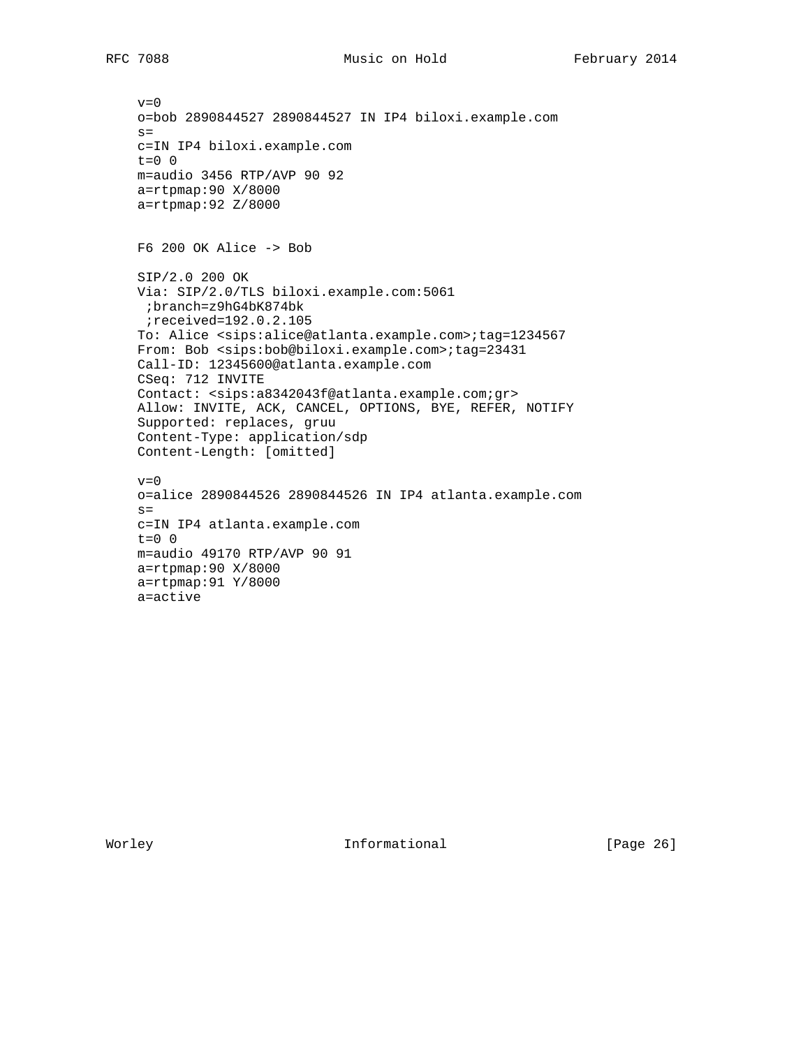```
v=0
o=bob 2890844527 2890844527 IN IP4 biloxi.example.com
s=
c=IN IP4 biloxi.example.com
t=0 0
m=audio 3456 RTP/AVP 90 92
a=rtpmap:90 X/8000
a=rtpmap:92 Z/8000
```

F6 200 OK Alice -> Bob

```
SIP/2.0 200 OK
Via: SIP/2.0/TLS biloxi.example.com:5061
 ;branch=z9hG4bK874bk
 ;received=192.0.2.105
To: Alice <sips:alice@atlanta.example.com>;tag=1234567
From: Bob <sips:bob@biloxi.example.com>;tag=23431
Call-ID: 12345600@atlanta.example.com
CSeq: 712 INVITE
Contact: <sips:a8342043f@atlanta.example.com;gr>
Allow: INVITE, ACK, CANCEL, OPTIONS, BYE, REFER, NOTIFY
Supported: replaces, gruu
Content-Type: application/sdp
Content-Length: [omitted]

v=0
o=alice 2890844526 2890844526 IN IP4 atlanta.example.com
s=
c=IN IP4 atlanta.example.com
t=0 0
m=audio 49170 RTP/AVP 90 91
a=rtpmap:90 X/8000
a=rtpmap:91 Y/8000
a=active
```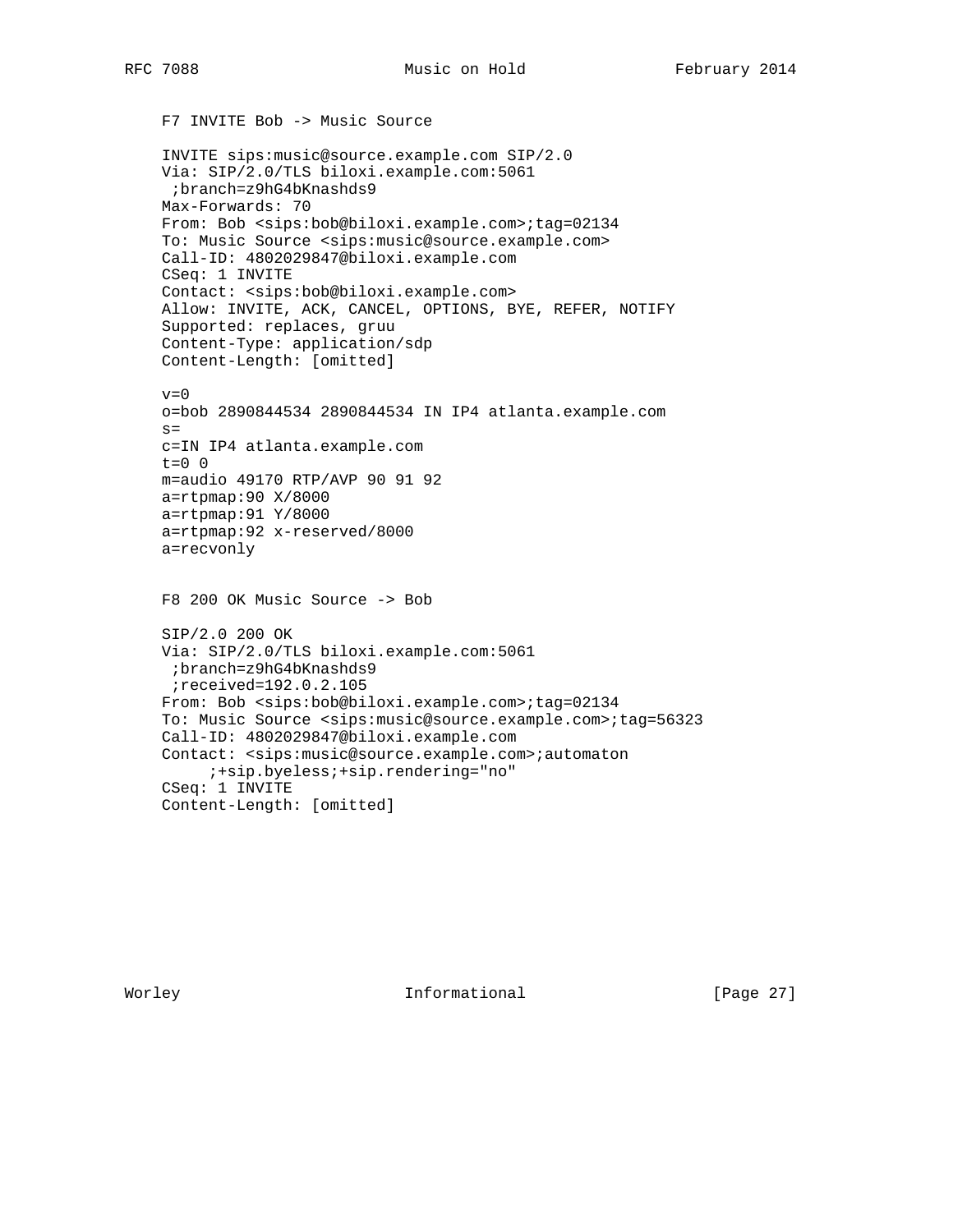F7 INVITE Bob -> Music Source

```
INVITE sips:music@source.example.com SIP/2.0
Via: SIP/2.0/TLS biloxi.example.com:5061
 ;branch=z9hG4bKnashds9
Max-Forwards: 70
From: Bob <sips:bob@biloxi.example.com>;tag=02134
To: Music Source <sips:music@source.example.com>
Call-ID: 4802029847@biloxi.example.com
CSeq: 1 INVITE
Contact: <sips:bob@biloxi.example.com>
Allow: INVITE, ACK, CANCEL, OPTIONS, BYE, REFER, NOTIFY
Supported: replaces, gruu
Content-Type: application/sdp
Content-Length: [omitted]

v=0
o=bob 2890844534 2890844534 IN IP4 atlanta.example.com
s=
c=IN IP4 atlanta.example.com
t=0 0
m=audio 49170 RTP/AVP 90 91 92
a=rtpmap:90 X/8000
a=rtpmap:91 Y/8000
a=rtpmap:92 x-reserved/8000
a=recvonly
```

F8 200 OK Music Source -> Bob

```
SIP/2.0 200 OK
Via: SIP/2.0/TLS biloxi.example.com:5061
 ;branch=z9hG4bKnashds9
 ;received=192.0.2.105
From: Bob <sips:bob@biloxi.example.com>;tag=02134
To: Music Source <sips:music@source.example.com>;tag=56323
Call-ID: 4802029847@biloxi.example.com
Contact: <sips:music@source.example.com>;automaton
     ;+sip.byeless;+sip.rendering="no"
CSeq: 1 INVITE
Content-Length: [omitted]
```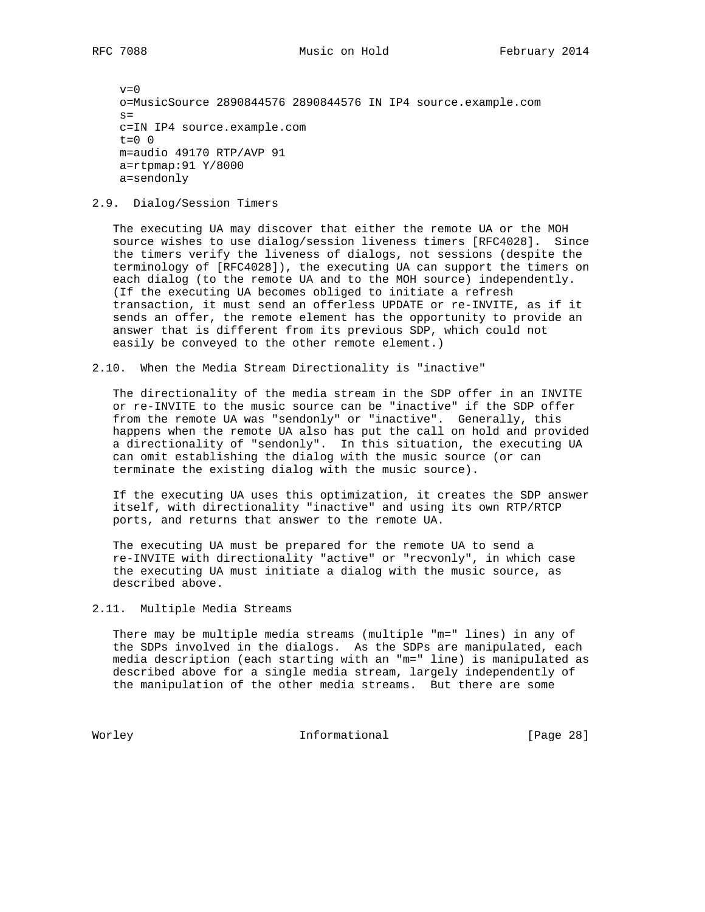```
v=0
o=MusicSource 2890844576 2890844576 IN IP4 source.example.com
s=
c=IN IP4 source.example.com
t=0 0
m=audio 49170 RTP/AVP 91
a=rtpmap:91 Y/8000
a=sendonly
```

### 2.9. Dialog/Session Timers

The executing UA may discover that either the remote UA or the MOH source wishes to use dialog/session liveness timers [RFC4028]. Since the timers verify the liveness of dialogs, not sessions (despite the terminology of [RFC4028]), the executing UA can support the timers on each dialog (to the remote UA and to the MOH source) independently. (If the executing UA becomes obliged to initiate a refresh transaction, it must send an offerless UPDATE or re-INVITE, as if it sends an offer, the remote element has the opportunity to provide an answer that is different from its previous SDP, which could not easily be conveyed to the other remote element.)

### 2.10. When the Media Stream Directionality is "inactive"

The directionality of the media stream in the SDP offer in an INVITE or re-INVITE to the music source can be "inactive" if the SDP offer from the remote UA was "sendonly" or "inactive". Generally, this happens when the remote UA also has put the call on hold and provided a directionality of "sendonly". In this situation, the executing UA can omit establishing the dialog with the music source (or can terminate the existing dialog with the music source).

If the executing UA uses this optimization, it creates the SDP answer itself, with directionality "inactive" and using its own RTP/RTCP ports, and returns that answer to the remote UA.

The executing UA must be prepared for the remote UA to send a re-INVITE with directionality "active" or "recvonly", in which case the executing UA must initiate a dialog with the music source, as described above.

### 2.11. Multiple Media Streams

There may be multiple media streams (multiple "m=" lines) in any of the SDPs involved in the dialogs. As the SDPs are manipulated, each media description (each starting with an "m=" line) is manipulated as described above for a single media stream, largely independently of the manipulation of the other media streams. But there are some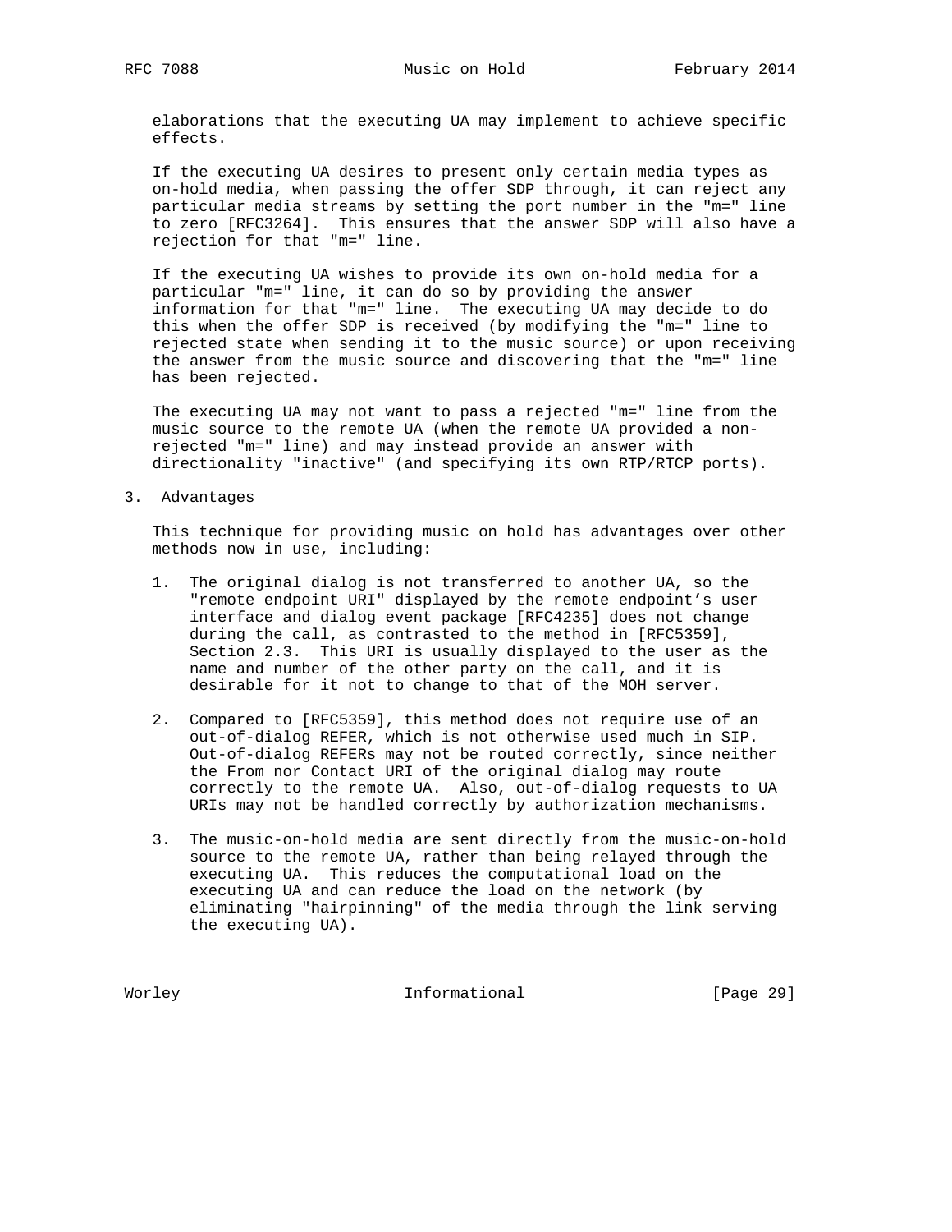elaborations that the executing UA may implement to achieve specific effects.

If the executing UA desires to present only certain media types as on-hold media, when passing the offer SDP through, it can reject any particular media streams by setting the port number in the "m=" line to zero [RFC3264]. This ensures that the answer SDP will also have a rejection for that "m=" line.

If the executing UA wishes to provide its own on-hold media for a particular "m=" line, it can do so by providing the answer information for that "m=" line. The executing UA may decide to do this when the offer SDP is received (by modifying the "m=" line to rejected state when sending it to the music source) or upon receiving the answer from the music source and discovering that the "m=" line has been rejected.

The executing UA may not want to pass a rejected "m=" line from the music source to the remote UA (when the remote UA provided a non-rejected "m=" line) and may instead provide an answer with directionality "inactive" (and specifying its own RTP/RTCP ports).

# 3. Advantages

This technique for providing music on hold has advantages over other methods now in use, including:

1. The original dialog is not transferred to another UA, so the "remote endpoint URI" displayed by the remote endpoint's user interface and dialog event package [RFC4235] does not change during the call, as contrasted to the method in [RFC5359], Section 2.3. This URI is usually displayed to the user as the name and number of the other party on the call, and it is desirable for it not to change to that of the MOH server.

2. Compared to [RFC5359], this method does not require use of an out-of-dialog REFER, which is not otherwise used much in SIP. Out-of-dialog REFERs may not be routed correctly, since neither the From nor Contact URI of the original dialog may route correctly to the remote UA. Also, out-of-dialog requests to UA URIs may not be handled correctly by authorization mechanisms.

3. The music-on-hold media are sent directly from the music-on-hold source to the remote UA, rather than being relayed through the executing UA. This reduces the computational load on the executing UA and can reduce the load on the network (by eliminating "hairpinning" of the media through the link serving the executing UA).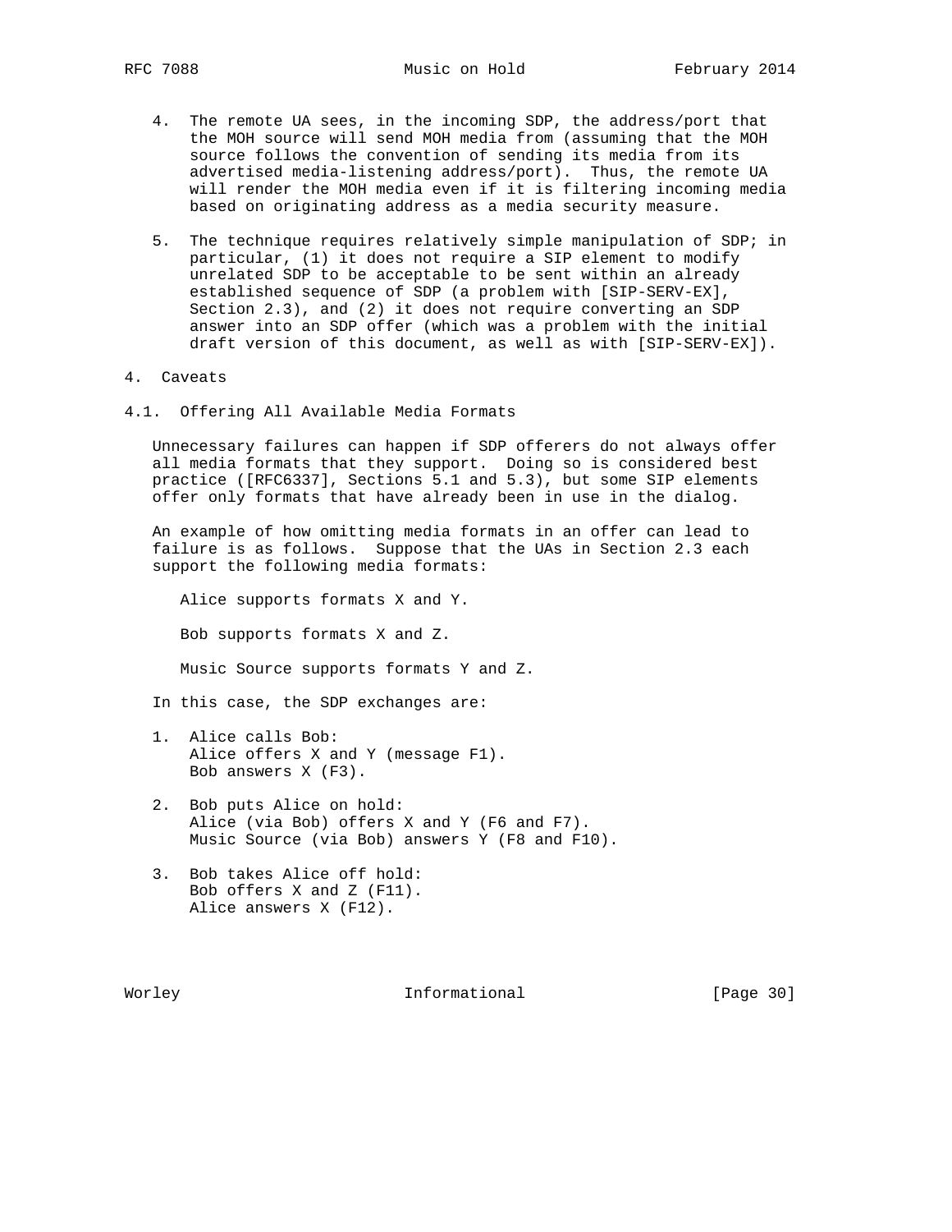4. The remote UA sees, in the incoming SDP, the address/port that the MOH source will send MOH media from (assuming that the MOH source follows the convention of sending its media from its advertised media-listening address/port). Thus, the remote UA will render the MOH media even if it is filtering incoming media based on originating address as a media security measure.

5. The technique requires relatively simple manipulation of SDP; in particular, (1) it does not require a SIP element to modify unrelated SDP to be acceptable to be sent within an already established sequence of SDP (a problem with [SIP-SERV-EX], Section 2.3), and (2) it does not require converting an SDP answer into an SDP offer (which was a problem with the initial draft version of this document, as well as with [SIP-SERV-EX]).

# 4. Caveats

## 4.1. Offering All Available Media Formats

Unnecessary failures can happen if SDP offerers do not always offer all media formats that they support. Doing so is considered best practice ([RFC6337], Sections 5.1 and 5.3), but some SIP elements offer only formats that have already been in use in the dialog.

An example of how omitting media formats in an offer can lead to failure is as follows. Suppose that the UAs in Section 2.3 each support the following media formats:

Alice supports formats X and Y.

Bob supports formats X and Z.

Music Source supports formats Y and Z.

In this case, the SDP exchanges are:

1. Alice calls Bob:
   Alice offers X and Y (message F1).
   Bob answers X (F3).

2. Bob puts Alice on hold:
   Alice (via Bob) offers X and Y (F6 and F7).
   Music Source (via Bob) answers Y (F8 and F10).

3. Bob takes Alice off hold:
   Bob offers X and Z (F11).
   Alice answers X (F12).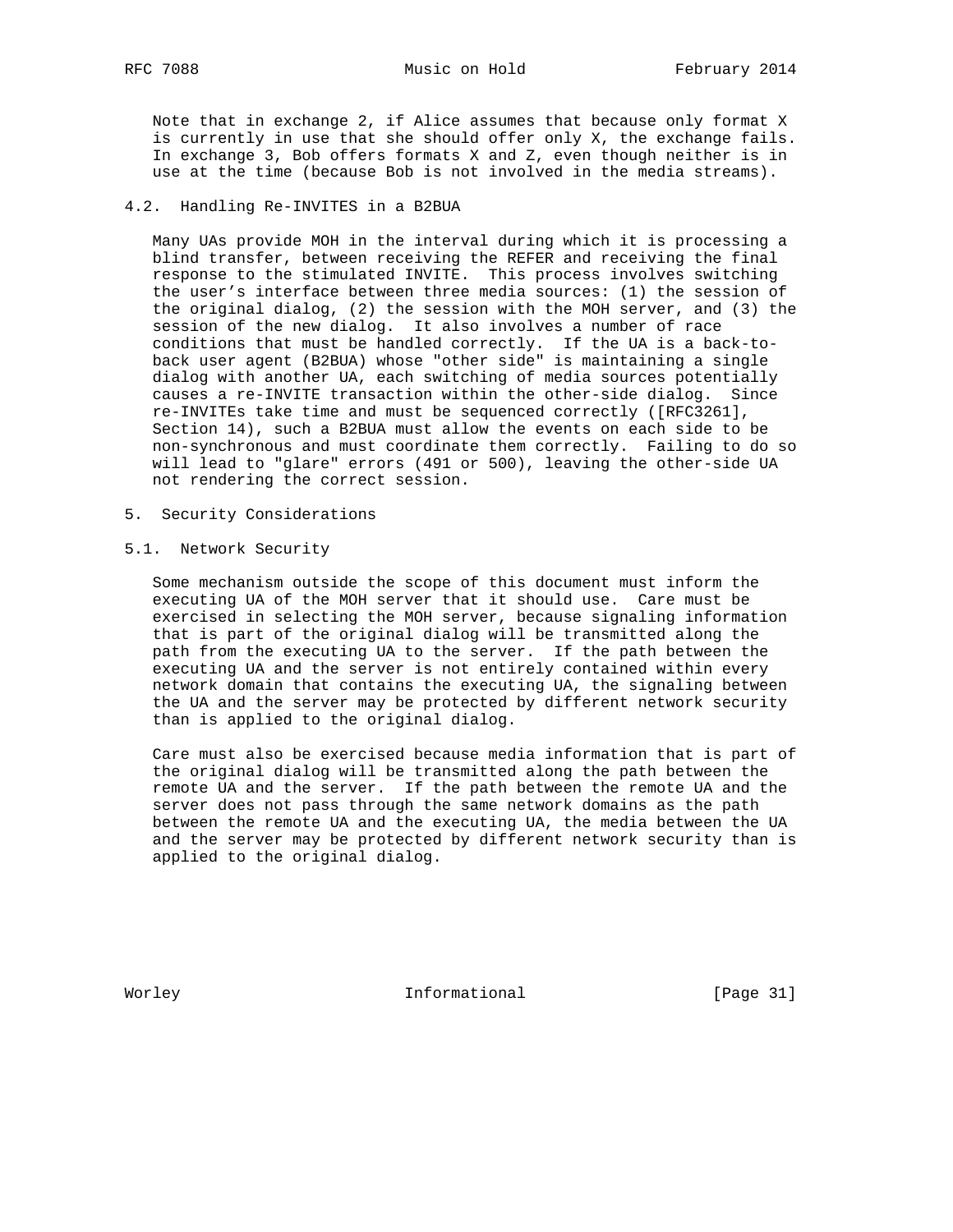Note that in exchange 2, if Alice assumes that because only format X is currently in use that she should offer only X, the exchange fails. In exchange 3, Bob offers formats X and Z, even though neither is in use at the time (because Bob is not involved in the media streams).

### 4.2. Handling Re-INVITES in a B2BUA

Many UAs provide MOH in the interval during which it is processing a blind transfer, between receiving the REFER and receiving the final response to the stimulated INVITE. This process involves switching the user's interface between three media sources: (1) the session of the original dialog, (2) the session with the MOH server, and (3) the session of the new dialog. It also involves a number of race conditions that must be handled correctly. If the UA is a back-to-back user agent (B2BUA) whose "other side" is maintaining a single dialog with another UA, each switching of media sources potentially causes a re-INVITE transaction within the other-side dialog. Since re-INVITEs take time and must be sequenced correctly ([RFC3261], Section 14), such a B2BUA must allow the events on each side to be non-synchronous and must coordinate them correctly. Failing to do so will lead to "glare" errors (491 or 500), leaving the other-side UA not rendering the correct session.

## 5. Security Considerations

### 5.1. Network Security

Some mechanism outside the scope of this document must inform the executing UA of the MOH server that it should use. Care must be exercised in selecting the MOH server, because signaling information that is part of the original dialog will be transmitted along the path from the executing UA to the server. If the path between the executing UA and the server is not entirely contained within every network domain that contains the executing UA, the signaling between the UA and the server may be protected by different network security than is applied to the original dialog.

Care must also be exercised because media information that is part of the original dialog will be transmitted along the path between the remote UA and the server. If the path between the remote UA and the server does not pass through the same network domains as the path between the remote UA and the executing UA, the media between the UA and the server may be protected by different network security than is applied to the original dialog.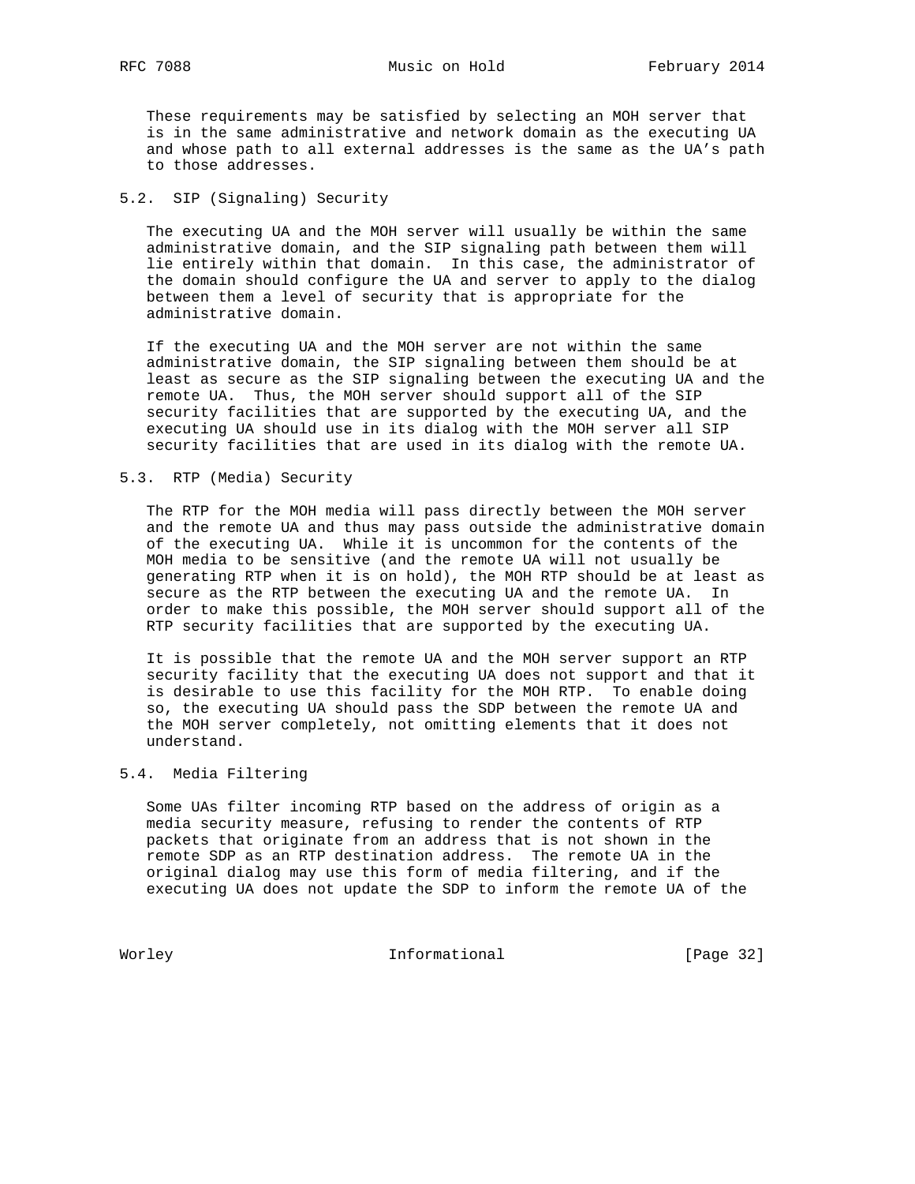These requirements may be satisfied by selecting an MOH server that is in the same administrative and network domain as the executing UA and whose path to all external addresses is the same as the UA's path to those addresses.

## 5.2. SIP (Signaling) Security

The executing UA and the MOH server will usually be within the same administrative domain, and the SIP signaling path between them will lie entirely within that domain. In this case, the administrator of the domain should configure the UA and server to apply to the dialog between them a level of security that is appropriate for the administrative domain.

If the executing UA and the MOH server are not within the same administrative domain, the SIP signaling between them should be at least as secure as the SIP signaling between the executing UA and the remote UA. Thus, the MOH server should support all of the SIP security facilities that are supported by the executing UA, and the executing UA should use in its dialog with the MOH server all SIP security facilities that are used in its dialog with the remote UA.

## 5.3. RTP (Media) Security

The RTP for the MOH media will pass directly between the MOH server and the remote UA and thus may pass outside the administrative domain of the executing UA. While it is uncommon for the contents of the MOH media to be sensitive (and the remote UA will not usually be generating RTP when it is on hold), the MOH RTP should be at least as secure as the RTP between the executing UA and the remote UA. In order to make this possible, the MOH server should support all of the RTP security facilities that are supported by the executing UA.

It is possible that the remote UA and the MOH server support an RTP security facility that the executing UA does not support and that it is desirable to use this facility for the MOH RTP. To enable doing so, the executing UA should pass the SDP between the remote UA and the MOH server completely, not omitting elements that it does not understand.

## 5.4. Media Filtering

Some UAs filter incoming RTP based on the address of origin as a media security measure, refusing to render the contents of RTP packets that originate from an address that is not shown in the remote SDP as an RTP destination address. The remote UA in the original dialog may use this form of media filtering, and if the executing UA does not update the SDP to inform the remote UA of the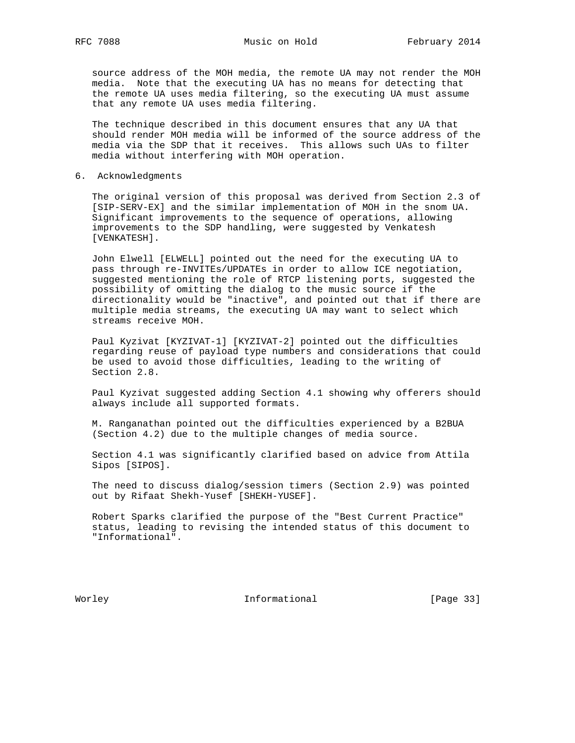source address of the MOH media, the remote UA may not render the MOH media. Note that the executing UA has no means for detecting that the remote UA uses media filtering, so the executing UA must assume that any remote UA uses media filtering.

The technique described in this document ensures that any UA that should render MOH media will be informed of the source address of the media via the SDP that it receives. This allows such UAs to filter media without interfering with MOH operation.

## 6. Acknowledgments

The original version of this proposal was derived from Section 2.3 of [SIP-SERV-EX] and the similar implementation of MOH in the snom UA. Significant improvements to the sequence of operations, allowing improvements to the SDP handling, were suggested by Venkatesh [VENKATESH].

John Elwell [ELWELL] pointed out the need for the executing UA to pass through re-INVITEs/UPDATEs in order to allow ICE negotiation, suggested mentioning the role of RTCP listening ports, suggested the possibility of omitting the dialog to the music source if the directionality would be "inactive", and pointed out that if there are multiple media streams, the executing UA may want to select which streams receive MOH.

Paul Kyzivat [KYZIVAT-1] [KYZIVAT-2] pointed out the difficulties regarding reuse of payload type numbers and considerations that could be used to avoid those difficulties, leading to the writing of Section 2.8.

Paul Kyzivat suggested adding Section 4.1 showing why offerers should always include all supported formats.

M. Ranganathan pointed out the difficulties experienced by a B2BUA (Section 4.2) due to the multiple changes of media source.

Section 4.1 was significantly clarified based on advice from Attila Sipos [SIPOS].

The need to discuss dialog/session timers (Section 2.9) was pointed out by Rifaat Shekh-Yusef [SHEKH-YUSEF].

Robert Sparks clarified the purpose of the "Best Current Practice" status, leading to revising the intended status of this document to "Informational".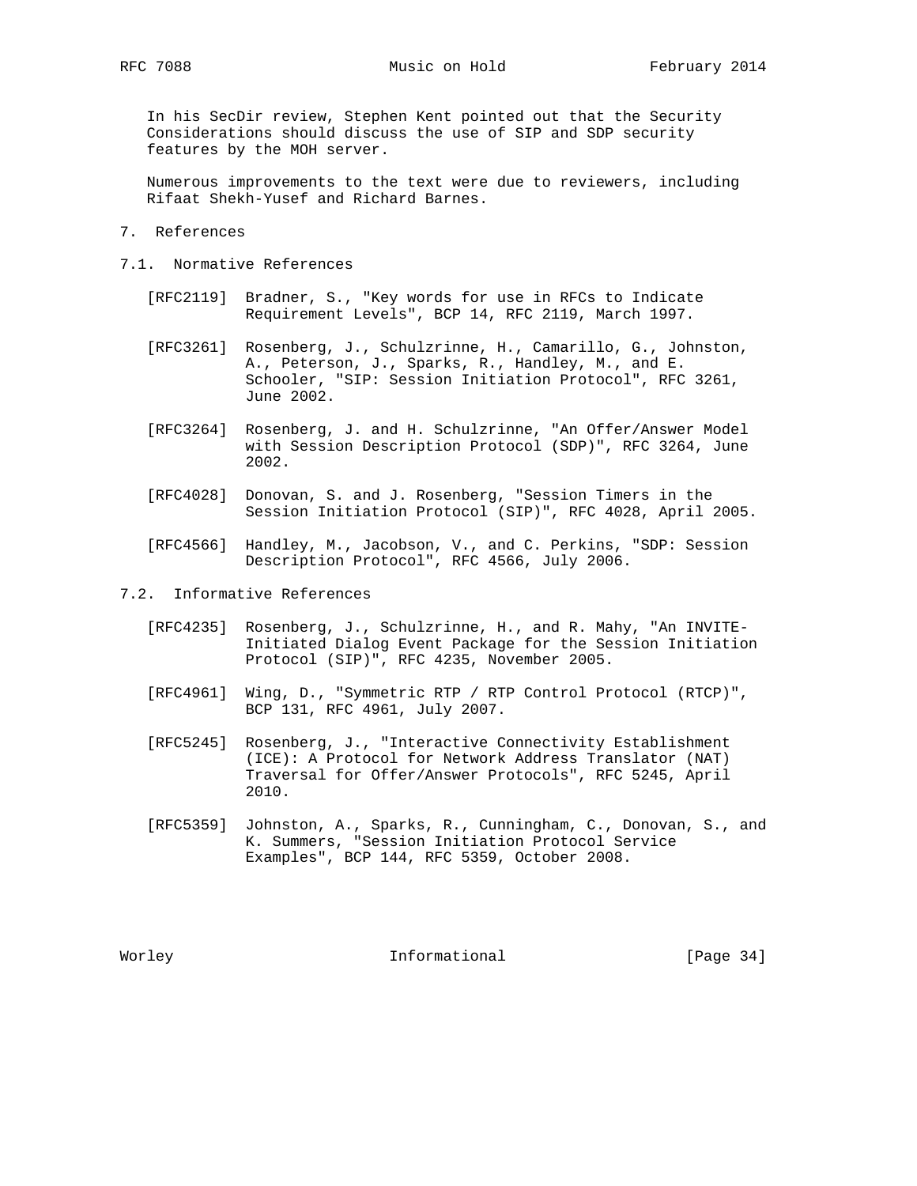In his SecDir review, Stephen Kent pointed out that the Security Considerations should discuss the use of SIP and SDP security features by the MOH server.

Numerous improvements to the text were due to reviewers, including Rifaat Shekh-Yusef and Richard Barnes.

# 7. References

## 7.1. Normative References

[RFC2119] Bradner, S., "Key words for use in RFCs to Indicate Requirement Levels", BCP 14, RFC 2119, March 1997.

[RFC3261] Rosenberg, J., Schulzrinne, H., Camarillo, G., Johnston, A., Peterson, J., Sparks, R., Handley, M., and E. Schooler, "SIP: Session Initiation Protocol", RFC 3261, June 2002.

[RFC3264] Rosenberg, J. and H. Schulzrinne, "An Offer/Answer Model with Session Description Protocol (SDP)", RFC 3264, June 2002.

[RFC4028] Donovan, S. and J. Rosenberg, "Session Timers in the Session Initiation Protocol (SIP)", RFC 4028, April 2005.

[RFC4566] Handley, M., Jacobson, V., and C. Perkins, "SDP: Session Description Protocol", RFC 4566, July 2006.

## 7.2. Informative References

[RFC4235] Rosenberg, J., Schulzrinne, H., and R. Mahy, "An INVITE-Initiated Dialog Event Package for the Session Initiation Protocol (SIP)", RFC 4235, November 2005.

[RFC4961] Wing, D., "Symmetric RTP / RTP Control Protocol (RTCP)", BCP 131, RFC 4961, July 2007.

[RFC5245] Rosenberg, J., "Interactive Connectivity Establishment (ICE): A Protocol for Network Address Translator (NAT) Traversal for Offer/Answer Protocols", RFC 5245, April 2010.

[RFC5359] Johnston, A., Sparks, R., Cunningham, C., Donovan, S., and K. Summers, "Session Initiation Protocol Service Examples", BCP 144, RFC 5359, October 2008.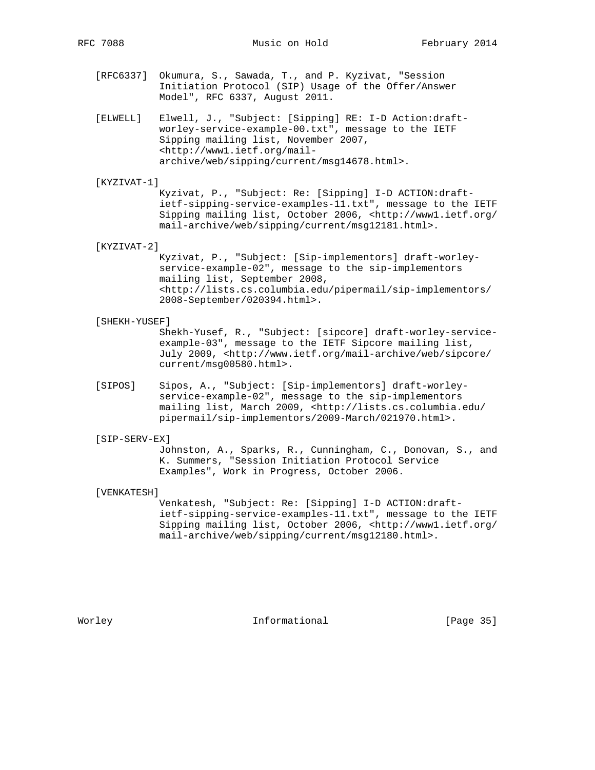[RFC6337] Okumura, S., Sawada, T., and P. Kyzivat, "Session Initiation Protocol (SIP) Usage of the Offer/Answer Model", RFC 6337, August 2011.

[ELWELL] Elwell, J., "Subject: [Sipping] RE: I-D Action:draft-worley-service-example-00.txt", message to the IETF Sipping mailing list, November 2007, <http://www1.ietf.org/mail-archive/web/sipping/current/msg14678.html>.

[KYZIVAT-1] Kyzivat, P., "Subject: Re: [Sipping] I-D ACTION:draft-ietf-sipping-service-examples-11.txt", message to the IETF Sipping mailing list, October 2006, <http://www1.ietf.org/mail-archive/web/sipping/current/msg12181.html>.

[KYZIVAT-2] Kyzivat, P., "Subject: [Sip-implementors] draft-worley-service-example-02", message to the sip-implementors mailing list, September 2008, <http://lists.cs.columbia.edu/pipermail/sip-implementors/2008-September/020394.html>.

[SHEKH-YUSEF] Shekh-Yusef, R., "Subject: [sipcore] draft-worley-service-example-03", message to the IETF Sipcore mailing list, July 2009, <http://www.ietf.org/mail-archive/web/sipcore/current/msg00580.html>.

[SIPOS] Sipos, A., "Subject: [Sip-implementors] draft-worley-service-example-02", message to the sip-implementors mailing list, March 2009, <http://lists.cs.columbia.edu/pipermail/sip-implementors/2009-March/021970.html>.

[SIP-SERV-EX] Johnston, A., Sparks, R., Cunningham, C., Donovan, S., and K. Summers, "Session Initiation Protocol Service Examples", Work in Progress, October 2006.

[VENKATESH] Venkatesh, "Subject: Re: [Sipping] I-D ACTION:draft-ietf-sipping-service-examples-11.txt", message to the IETF Sipping mailing list, October 2006, <http://www1.ietf.org/mail-archive/web/sipping/current/msg12180.html>.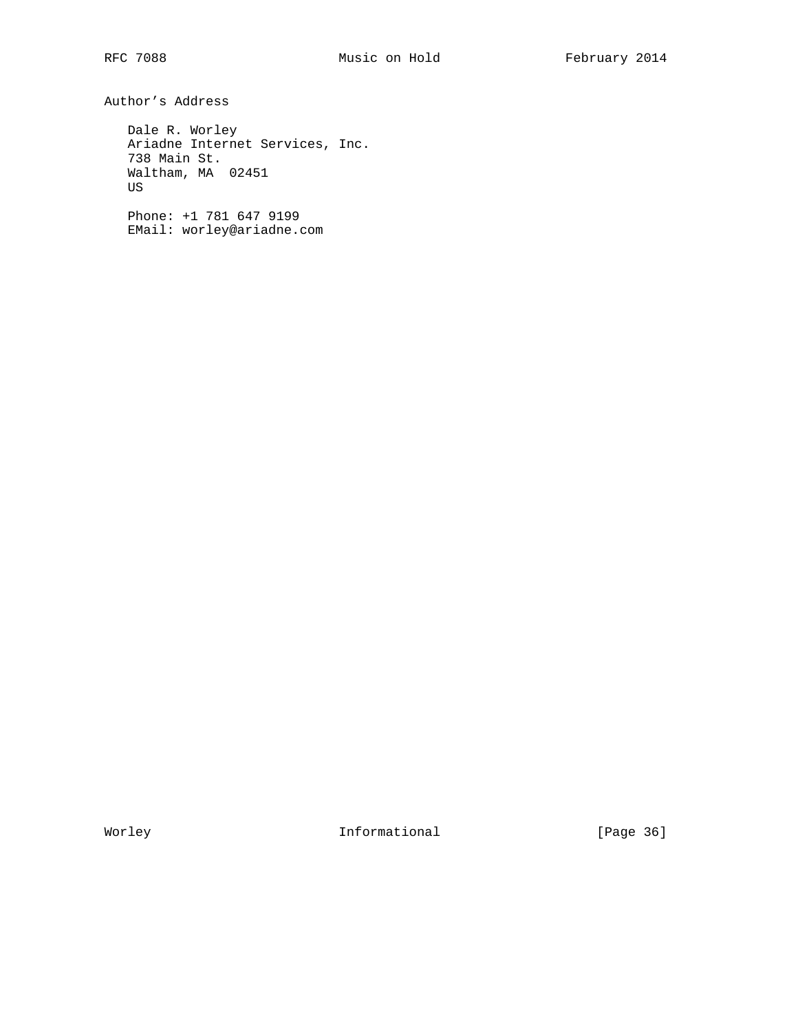## Author's Address

Dale R. Worley
Ariadne Internet Services, Inc.
738 Main St.
Waltham, MA 02451
US

Phone: +1 781 647 9199
EMail: worley@ariadne.com